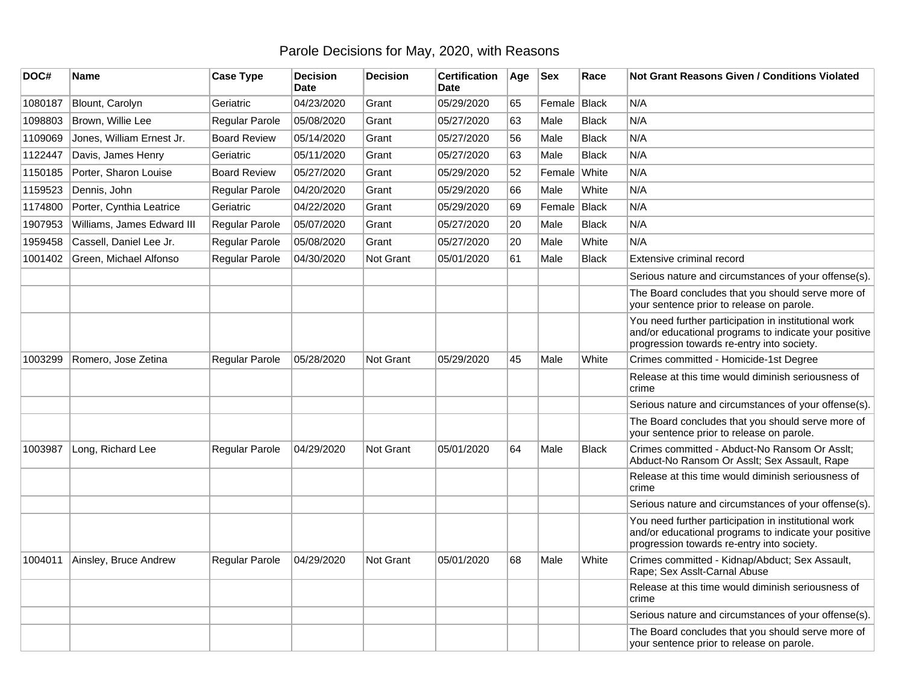# Parole Decisions for May, 2020, with Reasons

| DOC# | Name | Case Type | Decision Date | Decision | Certification Date | Age | Sex | Race | Not Grant Reasons Given / Conditions Violated |
|---|---|---|---|---|---|---|---|---|---|
| 1080187 | Blount, Carolyn | Geriatric | 04/23/2020 | Grant | 05/29/2020 | 65 | Female | Black | N/A |
| 1098803 | Brown, Willie Lee | Regular Parole | 05/08/2020 | Grant | 05/27/2020 | 63 | Male | Black | N/A |
| 1109069 | Jones, William Ernest Jr. | Board Review | 05/14/2020 | Grant | 05/27/2020 | 56 | Male | Black | N/A |
| 1122447 | Davis, James Henry | Geriatric | 05/11/2020 | Grant | 05/27/2020 | 63 | Male | Black | N/A |
| 1150185 | Porter, Sharon Louise | Board Review | 05/27/2020 | Grant | 05/29/2020 | 52 | Female | White | N/A |
| 1159523 | Dennis, John | Regular Parole | 04/20/2020 | Grant | 05/29/2020 | 66 | Male | White | N/A |
| 1174800 | Porter, Cynthia Leatrice | Geriatric | 04/22/2020 | Grant | 05/29/2020 | 69 | Female | Black | N/A |
| 1907953 | Williams, James Edward III | Regular Parole | 05/07/2020 | Grant | 05/27/2020 | 20 | Male | Black | N/A |
| 1959458 | Cassell, Daniel Lee Jr. | Regular Parole | 05/08/2020 | Grant | 05/27/2020 | 20 | Male | White | N/A |
| 1001402 | Green, Michael Alfonso | Regular Parole | 04/30/2020 | Not Grant | 05/01/2020 | 61 | Male | Black | Extensive criminal record |
| | | | | | | | | | Serious nature and circumstances of your offense(s). |
| | | | | | | | | | The Board concludes that you should serve more of your sentence prior to release on parole. |
| | | | | | | | | | You need further participation in institutional work and/or educational programs to indicate your positive progression towards re-entry into society. |
| 1003299 | Romero, Jose Zetina | Regular Parole | 05/28/2020 | Not Grant | 05/29/2020 | 45 | Male | White | Crimes committed - Homicide-1st Degree |
| | | | | | | | | | Release at this time would diminish seriousness of crime |
| | | | | | | | | | Serious nature and circumstances of your offense(s). |
| | | | | | | | | | The Board concludes that you should serve more of your sentence prior to release on parole. |
| 1003987 | Long, Richard Lee | Regular Parole | 04/29/2020 | Not Grant | 05/01/2020 | 64 | Male | Black | Crimes committed - Abduct-No Ransom Or Asslt; Abduct-No Ransom Or Asslt; Sex Assault, Rape |
| | | | | | | | | | Release at this time would diminish seriousness of crime |
| | | | | | | | | | Serious nature and circumstances of your offense(s). |
| | | | | | | | | | You need further participation in institutional work and/or educational programs to indicate your positive progression towards re-entry into society. |
| 1004011 | Ainsley, Bruce Andrew | Regular Parole | 04/29/2020 | Not Grant | 05/01/2020 | 68 | Male | White | Crimes committed - Kidnap/Abduct; Sex Assault, Rape; Sex Asslt-Carnal Abuse |
| | | | | | | | | | Release at this time would diminish seriousness of crime |
| | | | | | | | | | Serious nature and circumstances of your offense(s). |
| | | | | | | | | | The Board concludes that you should serve more of your sentence prior to release on parole. |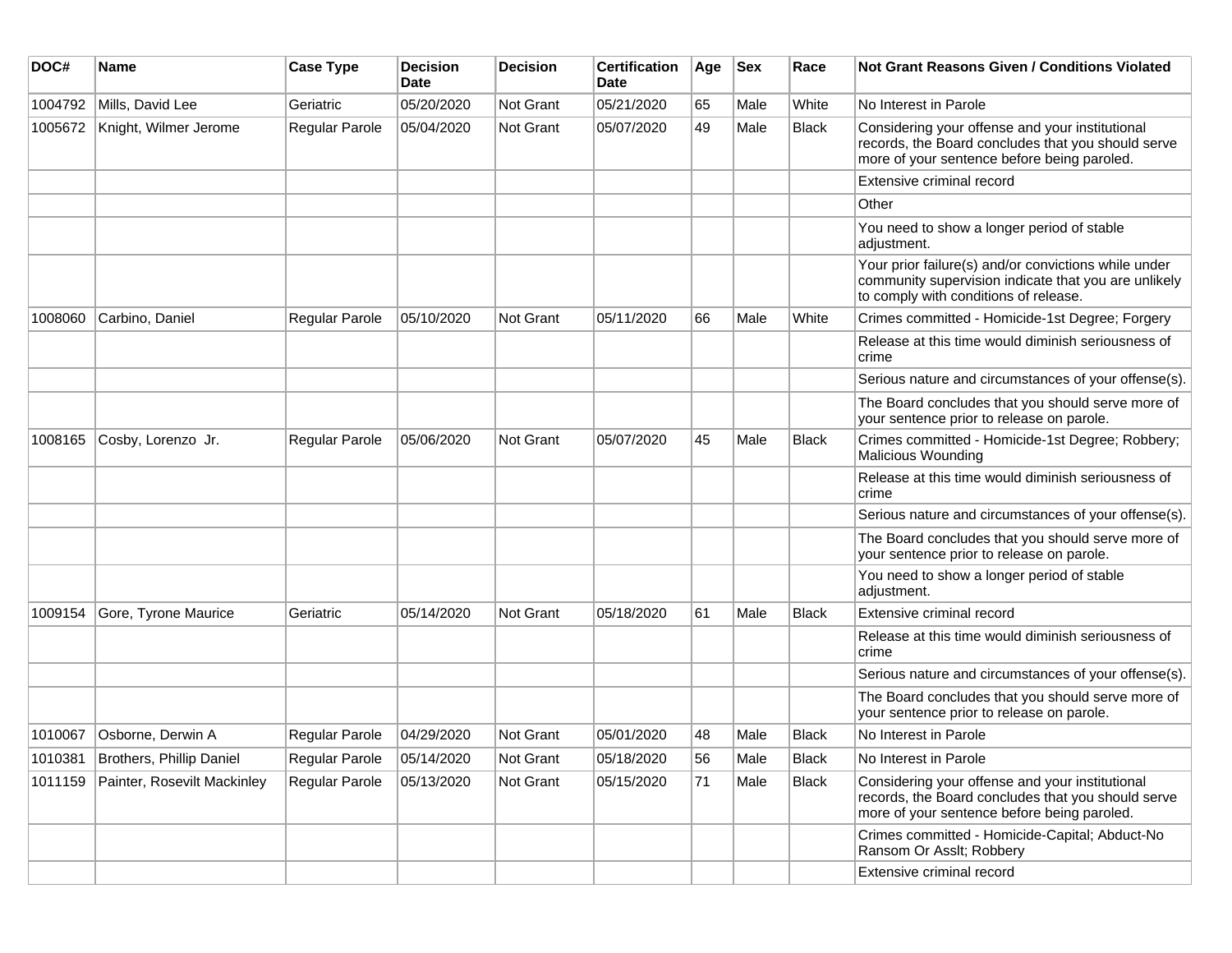| DOC# | Name | Case Type | Decision Date | Decision | Certification Date | Age | Sex | Race | Not Grant Reasons Given / Conditions Violated |
|---|---|---|---|---|---|---|---|---|---|
| 1004792 | Mills, David Lee | Geriatric | 05/20/2020 | Not Grant | 05/21/2020 | 65 | Male | White | No Interest in Parole |
| 1005672 | Knight, Wilmer Jerome | Regular Parole | 05/04/2020 | Not Grant | 05/07/2020 | 49 | Male | Black | Considering your offense and your institutional records, the Board concludes that you should serve more of your sentence before being paroled. |
| | | | | | | | | | Extensive criminal record |
| | | | | | | | | | Other |
| | | | | | | | | | You need to show a longer period of stable adjustment. |
| | | | | | | | | | Your prior failure(s) and/or convictions while under community supervision indicate that you are unlikely to comply with conditions of release. |
| 1008060 | Carbino, Daniel | Regular Parole | 05/10/2020 | Not Grant | 05/11/2020 | 66 | Male | White | Crimes committed - Homicide-1st Degree; Forgery |
| | | | | | | | | | Release at this time would diminish seriousness of crime |
| | | | | | | | | | Serious nature and circumstances of your offense(s). |
| | | | | | | | | | The Board concludes that you should serve more of your sentence prior to release on parole. |
| 1008165 | Cosby, Lorenzo Jr. | Regular Parole | 05/06/2020 | Not Grant | 05/07/2020 | 45 | Male | Black | Crimes committed - Homicide-1st Degree; Robbery; Malicious Wounding |
| | | | | | | | | | Release at this time would diminish seriousness of crime |
| | | | | | | | | | Serious nature and circumstances of your offense(s). |
| | | | | | | | | | The Board concludes that you should serve more of your sentence prior to release on parole. |
| | | | | | | | | | You need to show a longer period of stable adjustment. |
| 1009154 | Gore, Tyrone Maurice | Geriatric | 05/14/2020 | Not Grant | 05/18/2020 | 61 | Male | Black | Extensive criminal record |
| | | | | | | | | | Release at this time would diminish seriousness of crime |
| | | | | | | | | | Serious nature and circumstances of your offense(s). |
| | | | | | | | | | The Board concludes that you should serve more of your sentence prior to release on parole. |
| 1010067 | Osborne, Derwin A | Regular Parole | 04/29/2020 | Not Grant | 05/01/2020 | 48 | Male | Black | No Interest in Parole |
| 1010381 | Brothers, Phillip Daniel | Regular Parole | 05/14/2020 | Not Grant | 05/18/2020 | 56 | Male | Black | No Interest in Parole |
| 1011159 | Painter, Rosevilt Mackinley | Regular Parole | 05/13/2020 | Not Grant | 05/15/2020 | 71 | Male | Black | Considering your offense and your institutional records, the Board concludes that you should serve more of your sentence before being paroled. |
| | | | | | | | | | Crimes committed - Homicide-Capital; Abduct-No Ransom Or Asslt; Robbery |
| | | | | | | | | | Extensive criminal record |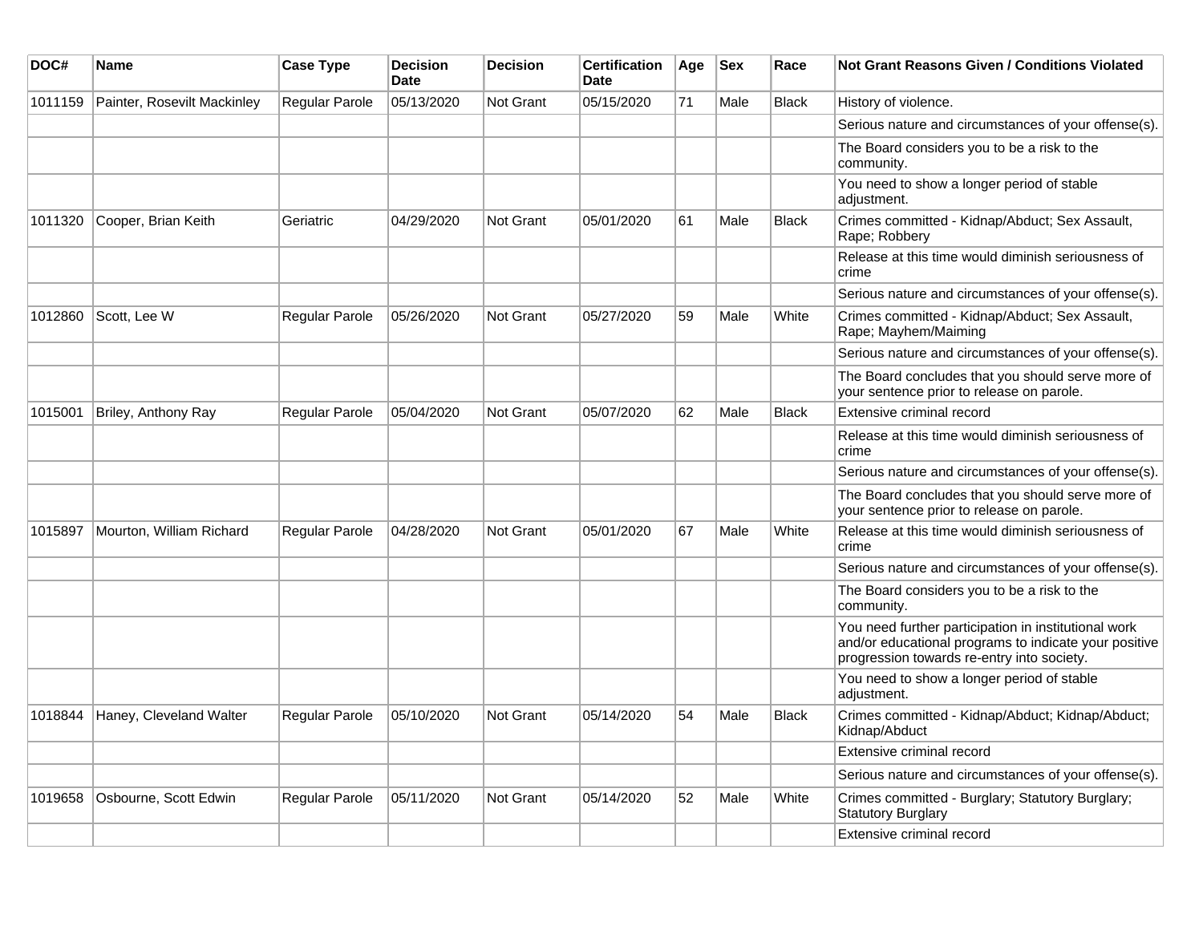| DOC# | Name | Case Type | Decision Date | Decision | Certification Date | Age | Sex | Race | Not Grant Reasons Given / Conditions Violated |
|---|---|---|---|---|---|---|---|---|---|
| 1011159 | Painter, Rosevilt Mackinley | Regular Parole | 05/13/2020 | Not Grant | 05/15/2020 | 71 | Male | Black | History of violence. |
| | | | | | | | | | Serious nature and circumstances of your offense(s). |
| | | | | | | | | | The Board considers you to be a risk to the community. |
| | | | | | | | | | You need to show a longer period of stable adjustment. |
| 1011320 | Cooper, Brian Keith | Geriatric | 04/29/2020 | Not Grant | 05/01/2020 | 61 | Male | Black | Crimes committed - Kidnap/Abduct; Sex Assault, Rape; Robbery |
| | | | | | | | | | Release at this time would diminish seriousness of crime |
| | | | | | | | | | Serious nature and circumstances of your offense(s). |
| 1012860 | Scott, Lee W | Regular Parole | 05/26/2020 | Not Grant | 05/27/2020 | 59 | Male | White | Crimes committed - Kidnap/Abduct; Sex Assault, Rape; Mayhem/Maiming |
| | | | | | | | | | Serious nature and circumstances of your offense(s). |
| | | | | | | | | | The Board concludes that you should serve more of your sentence prior to release on parole. |
| 1015001 | Briley, Anthony Ray | Regular Parole | 05/04/2020 | Not Grant | 05/07/2020 | 62 | Male | Black | Extensive criminal record |
| | | | | | | | | | Release at this time would diminish seriousness of crime |
| | | | | | | | | | Serious nature and circumstances of your offense(s). |
| | | | | | | | | | The Board concludes that you should serve more of your sentence prior to release on parole. |
| 1015897 | Mourton, William Richard | Regular Parole | 04/28/2020 | Not Grant | 05/01/2020 | 67 | Male | White | Release at this time would diminish seriousness of crime |
| | | | | | | | | | Serious nature and circumstances of your offense(s). |
| | | | | | | | | | The Board considers you to be a risk to the community. |
| | | | | | | | | | You need further participation in institutional work and/or educational programs to indicate your positive progression towards re-entry into society. |
| | | | | | | | | | You need to show a longer period of stable adjustment. |
| 1018844 | Haney, Cleveland Walter | Regular Parole | 05/10/2020 | Not Grant | 05/14/2020 | 54 | Male | Black | Crimes committed - Kidnap/Abduct; Kidnap/Abduct; Kidnap/Abduct |
| | | | | | | | | | Extensive criminal record |
| | | | | | | | | | Serious nature and circumstances of your offense(s). |
| 1019658 | Osbourne, Scott Edwin | Regular Parole | 05/11/2020 | Not Grant | 05/14/2020 | 52 | Male | White | Crimes committed - Burglary; Statutory Burglary; Statutory Burglary |
| | | | | | | | | | Extensive criminal record |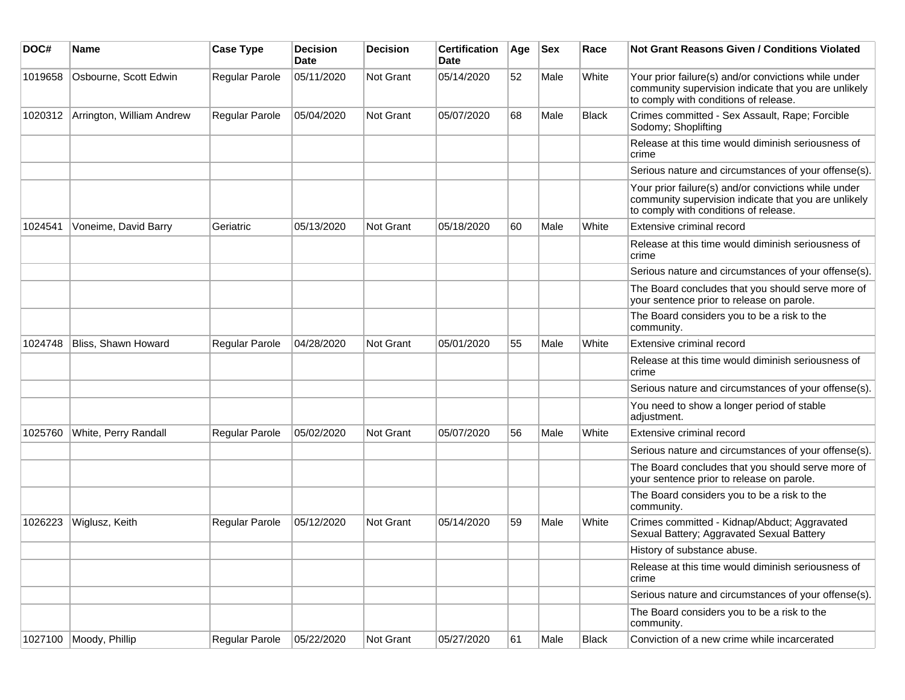| DOC# | Name | Case Type | Decision Date | Decision | Certification Date | Age | Sex | Race | Not Grant Reasons Given / Conditions Violated |
|---|---|---|---|---|---|---|---|---|---|
| 1019658 | Osbourne, Scott Edwin | Regular Parole | 05/11/2020 | Not Grant | 05/14/2020 | 52 | Male | White | Your prior failure(s) and/or convictions while under community supervision indicate that you are unlikely to comply with conditions of release. |
| 1020312 | Arrington, William Andrew | Regular Parole | 05/04/2020 | Not Grant | 05/07/2020 | 68 | Male | Black | Crimes committed - Sex Assault, Rape; Forcible Sodomy; Shoplifting |
| | | | | | | | | | Release at this time would diminish seriousness of crime |
| | | | | | | | | | Serious nature and circumstances of your offense(s). |
| | | | | | | | | | Your prior failure(s) and/or convictions while under community supervision indicate that you are unlikely to comply with conditions of release. |
| 1024541 | Voneime, David Barry | Geriatric | 05/13/2020 | Not Grant | 05/18/2020 | 60 | Male | White | Extensive criminal record |
| | | | | | | | | | Release at this time would diminish seriousness of crime |
| | | | | | | | | | Serious nature and circumstances of your offense(s). |
| | | | | | | | | | The Board concludes that you should serve more of your sentence prior to release on parole. |
| | | | | | | | | | The Board considers you to be a risk to the community. |
| 1024748 | Bliss, Shawn Howard | Regular Parole | 04/28/2020 | Not Grant | 05/01/2020 | 55 | Male | White | Extensive criminal record |
| | | | | | | | | | Release at this time would diminish seriousness of crime |
| | | | | | | | | | Serious nature and circumstances of your offense(s). |
| | | | | | | | | | You need to show a longer period of stable adjustment. |
| 1025760 | White, Perry Randall | Regular Parole | 05/02/2020 | Not Grant | 05/07/2020 | 56 | Male | White | Extensive criminal record |
| | | | | | | | | | Serious nature and circumstances of your offense(s). |
| | | | | | | | | | The Board concludes that you should serve more of your sentence prior to release on parole. |
| | | | | | | | | | The Board considers you to be a risk to the community. |
| 1026223 | Wiglusz, Keith | Regular Parole | 05/12/2020 | Not Grant | 05/14/2020 | 59 | Male | White | Crimes committed - Kidnap/Abduct; Aggravated Sexual Battery; Aggravated Sexual Battery |
| | | | | | | | | | History of substance abuse. |
| | | | | | | | | | Release at this time would diminish seriousness of crime |
| | | | | | | | | | Serious nature and circumstances of your offense(s). |
| | | | | | | | | | The Board considers you to be a risk to the community. |
| 1027100 | Moody, Phillip | Regular Parole | 05/22/2020 | Not Grant | 05/27/2020 | 61 | Male | Black | Conviction of a new crime while incarcerated |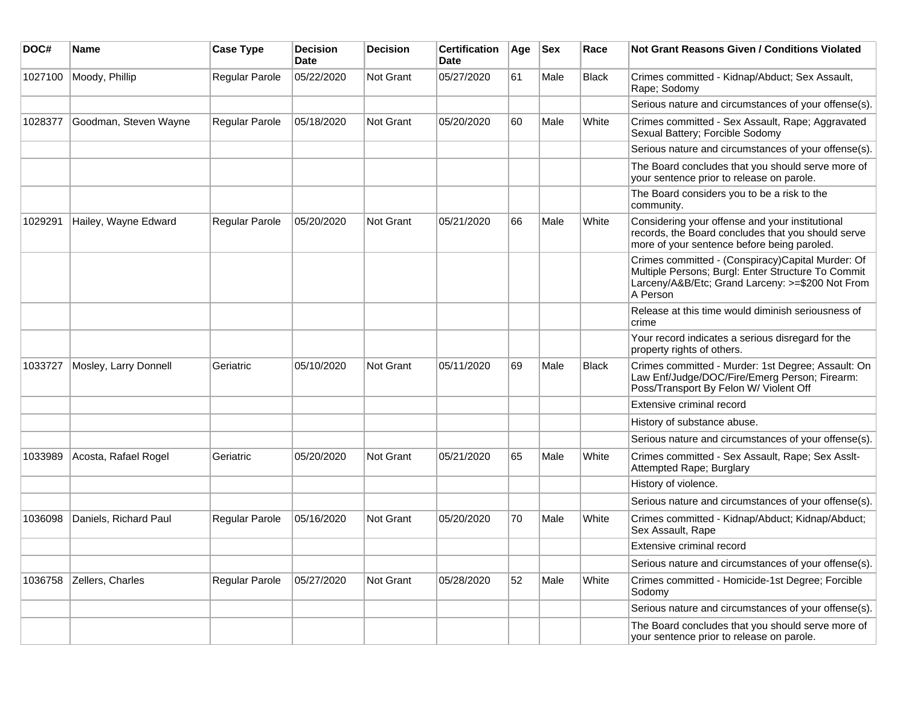| DOC# | Name | Case Type | Decision Date | Decision | Certification Date | Age | Sex | Race | Not Grant Reasons Given / Conditions Violated |
|---|---|---|---|---|---|---|---|---|---|
| 1027100 | Moody, Phillip | Regular Parole | 05/22/2020 | Not Grant | 05/27/2020 | 61 | Male | Black | Crimes committed - Kidnap/Abduct; Sex Assault, Rape; Sodomy |
| | | | | | | | | | Serious nature and circumstances of your offense(s). |
| 1028377 | Goodman, Steven Wayne | Regular Parole | 05/18/2020 | Not Grant | 05/20/2020 | 60 | Male | White | Crimes committed - Sex Assault, Rape; Aggravated Sexual Battery; Forcible Sodomy |
| | | | | | | | | | Serious nature and circumstances of your offense(s). |
| | | | | | | | | | The Board concludes that you should serve more of your sentence prior to release on parole. |
| | | | | | | | | | The Board considers you to be a risk to the community. |
| 1029291 | Hailey, Wayne Edward | Regular Parole | 05/20/2020 | Not Grant | 05/21/2020 | 66 | Male | White | Considering your offense and your institutional records, the Board concludes that you should serve more of your sentence before being paroled. |
| | | | | | | | | | Crimes committed - (Conspiracy)Capital Murder: Of Multiple Persons; Burgl: Enter Structure To Commit Larceny/A&B/Etc; Grand Larceny: >=$200 Not From A Person |
| | | | | | | | | | Release at this time would diminish seriousness of crime |
| | | | | | | | | | Your record indicates a serious disregard for the property rights of others. |
| 1033727 | Mosley, Larry Donnell | Geriatric | 05/10/2020 | Not Grant | 05/11/2020 | 69 | Male | Black | Crimes committed - Murder: 1st Degree; Assault: On Law Enf/Judge/DOC/Fire/Emerg Person; Firearm: Poss/Transport By Felon W/ Violent Off |
| | | | | | | | | | Extensive criminal record |
| | | | | | | | | | History of substance abuse. |
| | | | | | | | | | Serious nature and circumstances of your offense(s). |
| 1033989 | Acosta, Rafael Rogel | Geriatric | 05/20/2020 | Not Grant | 05/21/2020 | 65 | Male | White | Crimes committed - Sex Assault, Rape; Sex Asslt-Attempted Rape; Burglary |
| | | | | | | | | | History of violence. |
| | | | | | | | | | Serious nature and circumstances of your offense(s). |
| 1036098 | Daniels, Richard Paul | Regular Parole | 05/16/2020 | Not Grant | 05/20/2020 | 70 | Male | White | Crimes committed - Kidnap/Abduct; Kidnap/Abduct; Sex Assault, Rape |
| | | | | | | | | | Extensive criminal record |
| | | | | | | | | | Serious nature and circumstances of your offense(s). |
| 1036758 | Zellers, Charles | Regular Parole | 05/27/2020 | Not Grant | 05/28/2020 | 52 | Male | White | Crimes committed - Homicide-1st Degree; Forcible Sodomy |
| | | | | | | | | | Serious nature and circumstances of your offense(s). |
| | | | | | | | | | The Board concludes that you should serve more of your sentence prior to release on parole. |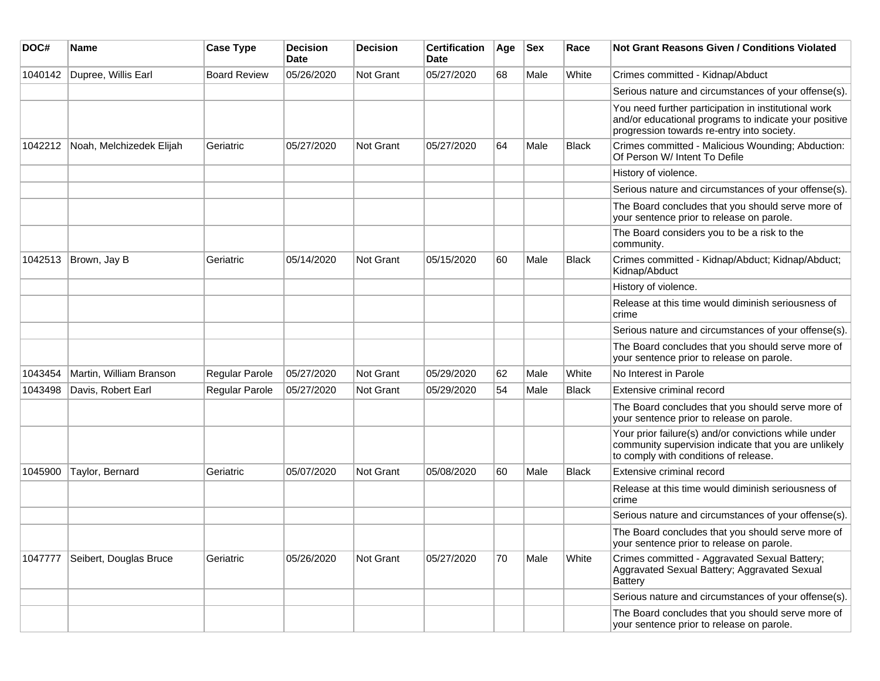| DOC# | Name | Case Type | Decision Date | Decision | Certification Date | Age | Sex | Race | Not Grant Reasons Given / Conditions Violated |
|---|---|---|---|---|---|---|---|---|---|
| 1040142 | Dupree, Willis Earl | Board Review | 05/26/2020 | Not Grant | 05/27/2020 | 68 | Male | White | Crimes committed - Kidnap/Abduct |
| | | | | | | | | | Serious nature and circumstances of your offense(s). |
| | | | | | | | | | You need further participation in institutional work and/or educational programs to indicate your positive progression towards re-entry into society. |
| 1042212 | Noah, Melchizedek Elijah | Geriatric | 05/27/2020 | Not Grant | 05/27/2020 | 64 | Male | Black | Crimes committed - Malicious Wounding; Abduction: Of Person W/ Intent To Defile |
| | | | | | | | | | History of violence. |
| | | | | | | | | | Serious nature and circumstances of your offense(s). |
| | | | | | | | | | The Board concludes that you should serve more of your sentence prior to release on parole. |
| | | | | | | | | | The Board considers you to be a risk to the community. |
| 1042513 | Brown, Jay B | Geriatric | 05/14/2020 | Not Grant | 05/15/2020 | 60 | Male | Black | Crimes committed - Kidnap/Abduct; Kidnap/Abduct; Kidnap/Abduct |
| | | | | | | | | | History of violence. |
| | | | | | | | | | Release at this time would diminish seriousness of crime |
| | | | | | | | | | Serious nature and circumstances of your offense(s). |
| | | | | | | | | | The Board concludes that you should serve more of your sentence prior to release on parole. |
| 1043454 | Martin, William Branson | Regular Parole | 05/27/2020 | Not Grant | 05/29/2020 | 62 | Male | White | No Interest in Parole |
| 1043498 | Davis, Robert Earl | Regular Parole | 05/27/2020 | Not Grant | 05/29/2020 | 54 | Male | Black | Extensive criminal record |
| | | | | | | | | | The Board concludes that you should serve more of your sentence prior to release on parole. |
| | | | | | | | | | Your prior failure(s) and/or convictions while under community supervision indicate that you are unlikely to comply with conditions of release. |
| 1045900 | Taylor, Bernard | Geriatric | 05/07/2020 | Not Grant | 05/08/2020 | 60 | Male | Black | Extensive criminal record |
| | | | | | | | | | Release at this time would diminish seriousness of crime |
| | | | | | | | | | Serious nature and circumstances of your offense(s). |
| | | | | | | | | | The Board concludes that you should serve more of your sentence prior to release on parole. |
| 1047777 | Seibert, Douglas Bruce | Geriatric | 05/26/2020 | Not Grant | 05/27/2020 | 70 | Male | White | Crimes committed - Aggravated Sexual Battery; Aggravated Sexual Battery; Aggravated Sexual Battery |
| | | | | | | | | | Serious nature and circumstances of your offense(s). |
| | | | | | | | | | The Board concludes that you should serve more of your sentence prior to release on parole. |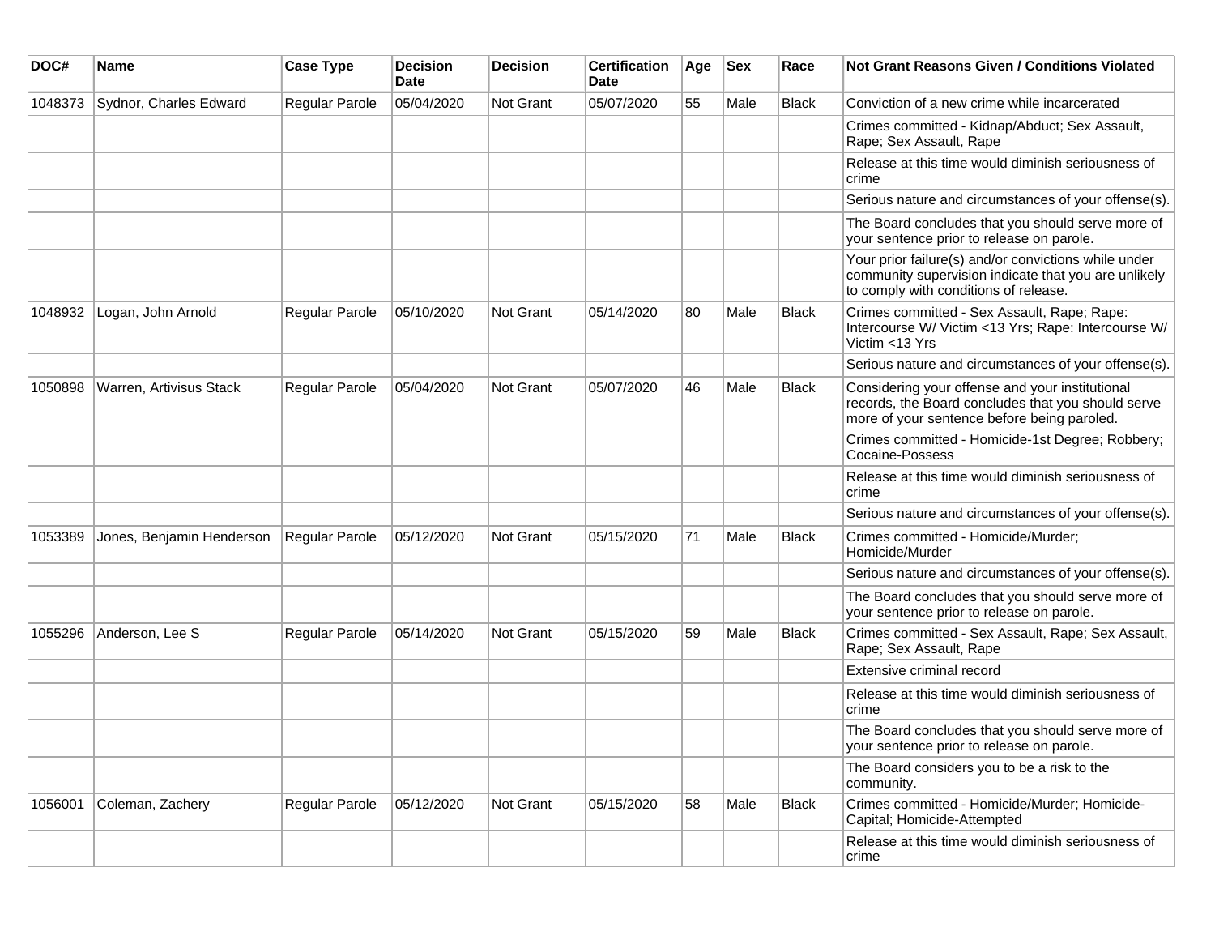| DOC# | Name | Case Type | Decision Date | Decision | Certification Date | Age | Sex | Race | Not Grant Reasons Given / Conditions Violated |
|---|---|---|---|---|---|---|---|---|---|
| 1048373 | Sydnor, Charles Edward | Regular Parole | 05/04/2020 | Not Grant | 05/07/2020 | 55 | Male | Black | Conviction of a new crime while incarcerated |
| | | | | | | | | | Crimes committed - Kidnap/Abduct; Sex Assault, Rape; Sex Assault, Rape |
| | | | | | | | | | Release at this time would diminish seriousness of crime |
| | | | | | | | | | Serious nature and circumstances of your offense(s). |
| | | | | | | | | | The Board concludes that you should serve more of your sentence prior to release on parole. |
| | | | | | | | | | Your prior failure(s) and/or convictions while under community supervision indicate that you are unlikely to comply with conditions of release. |
| 1048932 | Logan, John Arnold | Regular Parole | 05/10/2020 | Not Grant | 05/14/2020 | 80 | Male | Black | Crimes committed - Sex Assault, Rape; Rape: Intercourse W/ Victim <13 Yrs; Rape: Intercourse W/ Victim <13 Yrs |
| | | | | | | | | | Serious nature and circumstances of your offense(s). |
| 1050898 | Warren, Artivisus Stack | Regular Parole | 05/04/2020 | Not Grant | 05/07/2020 | 46 | Male | Black | Considering your offense and your institutional records, the Board concludes that you should serve more of your sentence before being paroled. |
| | | | | | | | | | Crimes committed - Homicide-1st Degree; Robbery; Cocaine-Possess |
| | | | | | | | | | Release at this time would diminish seriousness of crime |
| | | | | | | | | | Serious nature and circumstances of your offense(s). |
| 1053389 | Jones, Benjamin Henderson | Regular Parole | 05/12/2020 | Not Grant | 05/15/2020 | 71 | Male | Black | Crimes committed - Homicide/Murder; Homicide/Murder |
| | | | | | | | | | Serious nature and circumstances of your offense(s). |
| | | | | | | | | | The Board concludes that you should serve more of your sentence prior to release on parole. |
| 1055296 | Anderson, Lee S | Regular Parole | 05/14/2020 | Not Grant | 05/15/2020 | 59 | Male | Black | Crimes committed - Sex Assault, Rape; Sex Assault, Rape; Sex Assault, Rape |
| | | | | | | | | | Extensive criminal record |
| | | | | | | | | | Release at this time would diminish seriousness of crime |
| | | | | | | | | | The Board concludes that you should serve more of your sentence prior to release on parole. |
| | | | | | | | | | The Board considers you to be a risk to the community. |
| 1056001 | Coleman, Zachery | Regular Parole | 05/12/2020 | Not Grant | 05/15/2020 | 58 | Male | Black | Crimes committed - Homicide/Murder; Homicide-Capital; Homicide-Attempted |
| | | | | | | | | | Release at this time would diminish seriousness of crime |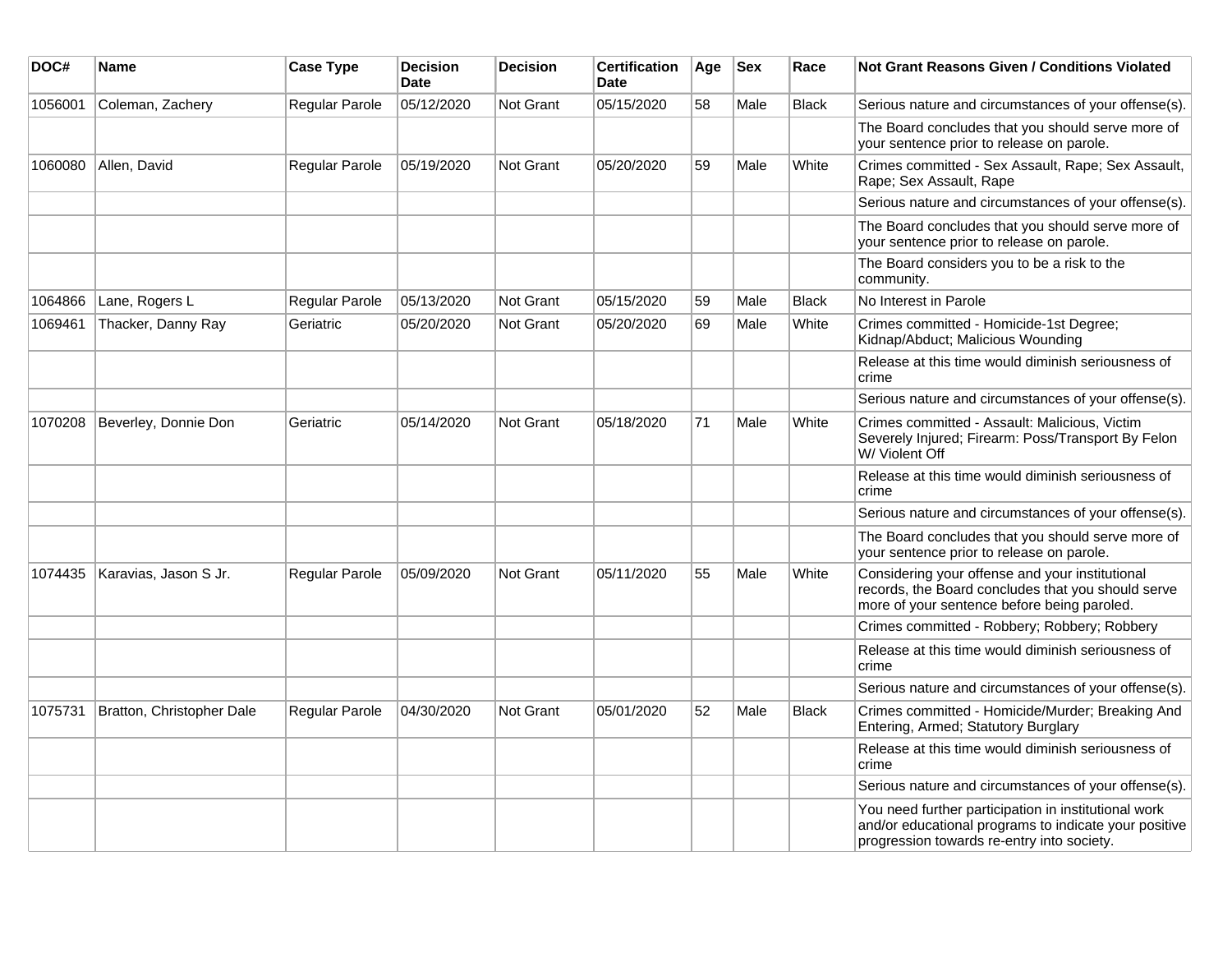| DOC# | Name | Case Type | Decision Date | Decision | Certification Date | Age | Sex | Race | Not Grant Reasons Given / Conditions Violated |
|---|---|---|---|---|---|---|---|---|---|
| 1056001 | Coleman, Zachery | Regular Parole | 05/12/2020 | Not Grant | 05/15/2020 | 58 | Male | Black | Serious nature and circumstances of your offense(s). |
| | | | | | | | | | The Board concludes that you should serve more of your sentence prior to release on parole. |
| 1060080 | Allen, David | Regular Parole | 05/19/2020 | Not Grant | 05/20/2020 | 59 | Male | White | Crimes committed - Sex Assault, Rape; Sex Assault, Rape; Sex Assault, Rape |
| | | | | | | | | | Serious nature and circumstances of your offense(s). |
| | | | | | | | | | The Board concludes that you should serve more of your sentence prior to release on parole. |
| | | | | | | | | | The Board considers you to be a risk to the community. |
| 1064866 | Lane, Rogers L | Regular Parole | 05/13/2020 | Not Grant | 05/15/2020 | 59 | Male | Black | No Interest in Parole |
| 1069461 | Thacker, Danny Ray | Geriatric | 05/20/2020 | Not Grant | 05/20/2020 | 69 | Male | White | Crimes committed - Homicide-1st Degree; Kidnap/Abduct; Malicious Wounding |
| | | | | | | | | | Release at this time would diminish seriousness of crime |
| | | | | | | | | | Serious nature and circumstances of your offense(s). |
| 1070208 | Beverley, Donnie Don | Geriatric | 05/14/2020 | Not Grant | 05/18/2020 | 71 | Male | White | Crimes committed - Assault: Malicious, Victim Severely Injured; Firearm: Poss/Transport By Felon W/ Violent Off |
| | | | | | | | | | Release at this time would diminish seriousness of crime |
| | | | | | | | | | Serious nature and circumstances of your offense(s). |
| | | | | | | | | | The Board concludes that you should serve more of your sentence prior to release on parole. |
| 1074435 | Karavias, Jason S Jr. | Regular Parole | 05/09/2020 | Not Grant | 05/11/2020 | 55 | Male | White | Considering your offense and your institutional records, the Board concludes that you should serve more of your sentence before being paroled. |
| | | | | | | | | | Crimes committed - Robbery; Robbery; Robbery |
| | | | | | | | | | Release at this time would diminish seriousness of crime |
| | | | | | | | | | Serious nature and circumstances of your offense(s). |
| 1075731 | Bratton, Christopher Dale | Regular Parole | 04/30/2020 | Not Grant | 05/01/2020 | 52 | Male | Black | Crimes committed - Homicide/Murder; Breaking And Entering, Armed; Statutory Burglary |
| | | | | | | | | | Release at this time would diminish seriousness of crime |
| | | | | | | | | | Serious nature and circumstances of your offense(s). |
| | | | | | | | | | You need further participation in institutional work and/or educational programs to indicate your positive progression towards re-entry into society. |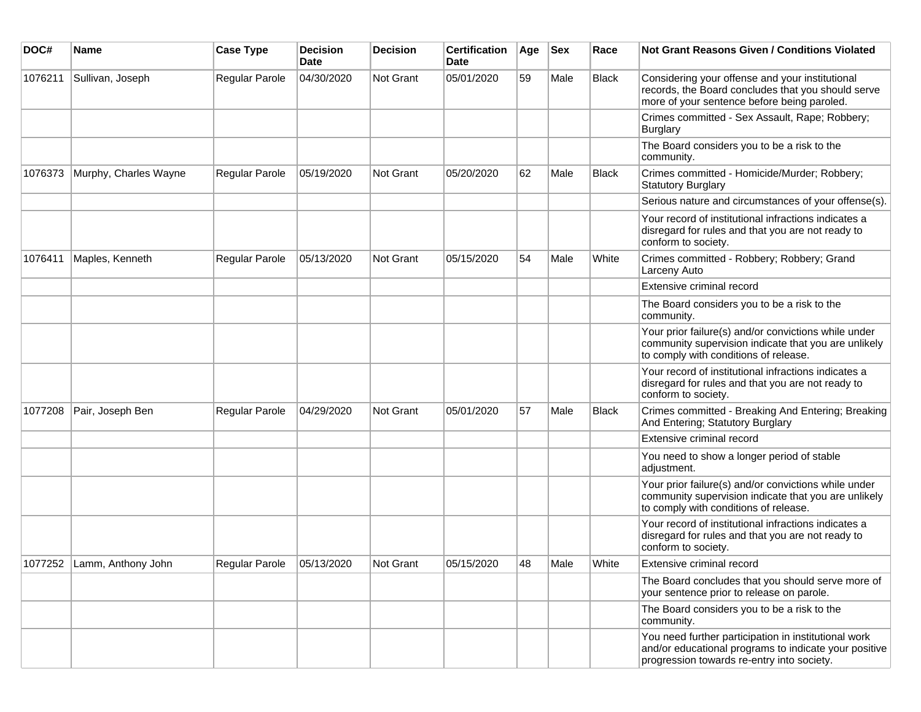| DOC# | Name | Case Type | Decision Date | Decision | Certification Date | Age | Sex | Race | Not Grant Reasons Given / Conditions Violated |
|---|---|---|---|---|---|---|---|---|---|
| 1076211 | Sullivan, Joseph | Regular Parole | 04/30/2020 | Not Grant | 05/01/2020 | 59 | Male | Black | Considering your offense and your institutional records, the Board concludes that you should serve more of your sentence before being paroled. |
| | | | | | | | | | Crimes committed - Sex Assault, Rape; Robbery; Burglary |
| | | | | | | | | | The Board considers you to be a risk to the community. |
| 1076373 | Murphy, Charles Wayne | Regular Parole | 05/19/2020 | Not Grant | 05/20/2020 | 62 | Male | Black | Crimes committed - Homicide/Murder; Robbery; Statutory Burglary |
| | | | | | | | | | Serious nature and circumstances of your offense(s). |
| | | | | | | | | | Your record of institutional infractions indicates a disregard for rules and that you are not ready to conform to society. |
| 1076411 | Maples, Kenneth | Regular Parole | 05/13/2020 | Not Grant | 05/15/2020 | 54 | Male | White | Crimes committed - Robbery; Robbery; Grand Larceny Auto |
| | | | | | | | | | Extensive criminal record |
| | | | | | | | | | The Board considers you to be a risk to the community. |
| | | | | | | | | | Your prior failure(s) and/or convictions while under community supervision indicate that you are unlikely to comply with conditions of release. |
| | | | | | | | | | Your record of institutional infractions indicates a disregard for rules and that you are not ready to conform to society. |
| 1077208 | Pair, Joseph Ben | Regular Parole | 04/29/2020 | Not Grant | 05/01/2020 | 57 | Male | Black | Crimes committed - Breaking And Entering; Breaking And Entering; Statutory Burglary |
| | | | | | | | | | Extensive criminal record |
| | | | | | | | | | You need to show a longer period of stable adjustment. |
| | | | | | | | | | Your prior failure(s) and/or convictions while under community supervision indicate that you are unlikely to comply with conditions of release. |
| | | | | | | | | | Your record of institutional infractions indicates a disregard for rules and that you are not ready to conform to society. |
| 1077252 | Lamm, Anthony John | Regular Parole | 05/13/2020 | Not Grant | 05/15/2020 | 48 | Male | White | Extensive criminal record |
| | | | | | | | | | The Board concludes that you should serve more of your sentence prior to release on parole. |
| | | | | | | | | | The Board considers you to be a risk to the community. |
| | | | | | | | | | You need further participation in institutional work and/or educational programs to indicate your positive progression towards re-entry into society. |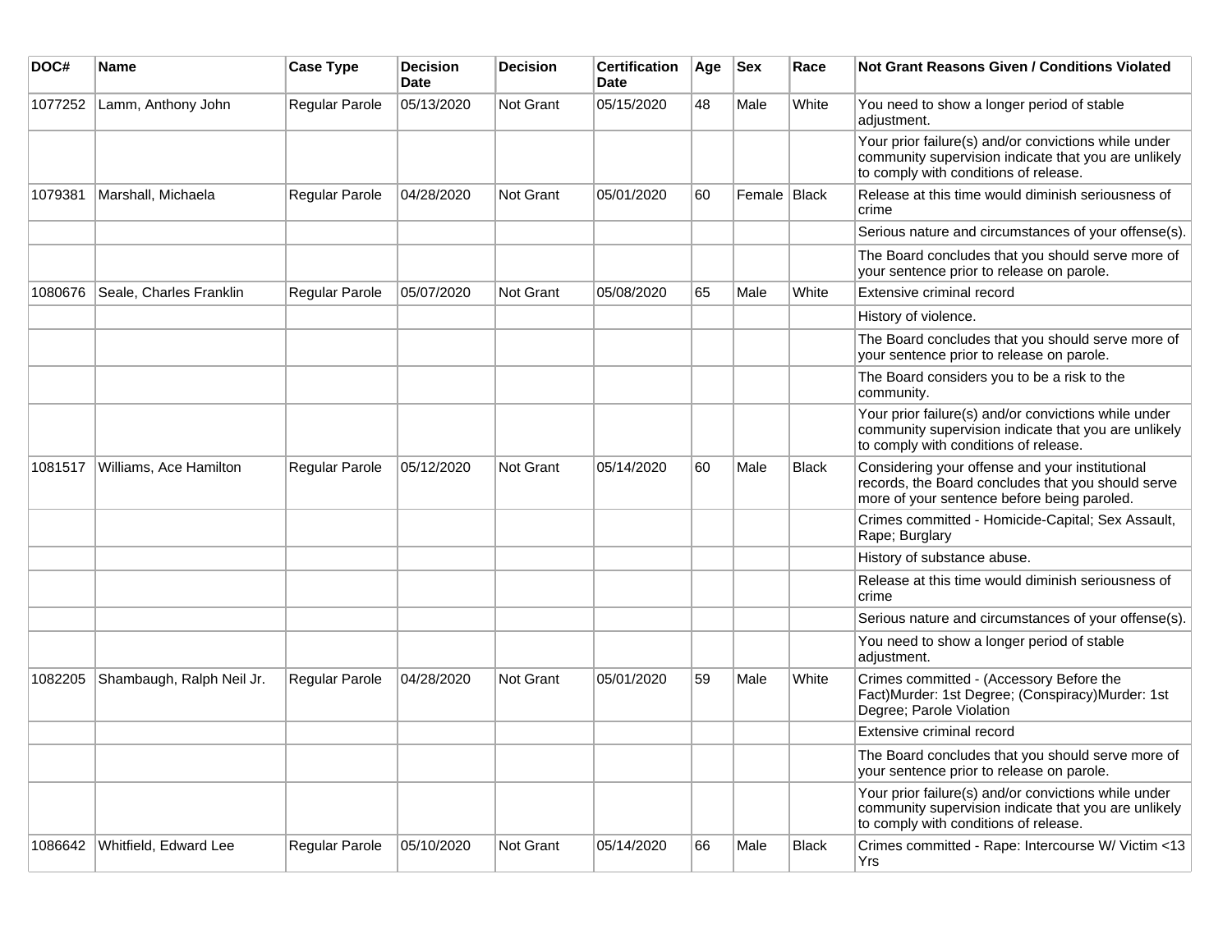| DOC# | Name | Case Type | Decision Date | Decision | Certification Date | Age | Sex | Race | Not Grant Reasons Given / Conditions Violated |
|---|---|---|---|---|---|---|---|---|---|
| 1077252 | Lamm, Anthony John | Regular Parole | 05/13/2020 | Not Grant | 05/15/2020 | 48 | Male | White | You need to show a longer period of stable adjustment. |
| | | | | | | | | | Your prior failure(s) and/or convictions while under community supervision indicate that you are unlikely to comply with conditions of release. |
| 1079381 | Marshall, Michaela | Regular Parole | 04/28/2020 | Not Grant | 05/01/2020 | 60 | Female | Black | Release at this time would diminish seriousness of crime |
| | | | | | | | | | Serious nature and circumstances of your offense(s). |
| | | | | | | | | | The Board concludes that you should serve more of your sentence prior to release on parole. |
| 1080676 | Seale, Charles Franklin | Regular Parole | 05/07/2020 | Not Grant | 05/08/2020 | 65 | Male | White | Extensive criminal record |
| | | | | | | | | | History of violence. |
| | | | | | | | | | The Board concludes that you should serve more of your sentence prior to release on parole. |
| | | | | | | | | | The Board considers you to be a risk to the community. |
| | | | | | | | | | Your prior failure(s) and/or convictions while under community supervision indicate that you are unlikely to comply with conditions of release. |
| 1081517 | Williams, Ace Hamilton | Regular Parole | 05/12/2020 | Not Grant | 05/14/2020 | 60 | Male | Black | Considering your offense and your institutional records, the Board concludes that you should serve more of your sentence before being paroled. |
| | | | | | | | | | Crimes committed - Homicide-Capital; Sex Assault, Rape; Burglary |
| | | | | | | | | | History of substance abuse. |
| | | | | | | | | | Release at this time would diminish seriousness of crime |
| | | | | | | | | | Serious nature and circumstances of your offense(s). |
| | | | | | | | | | You need to show a longer period of stable adjustment. |
| 1082205 | Shambaugh, Ralph Neil Jr. | Regular Parole | 04/28/2020 | Not Grant | 05/01/2020 | 59 | Male | White | Crimes committed - (Accessory Before the Fact)Murder: 1st Degree; (Conspiracy)Murder: 1st Degree; Parole Violation |
| | | | | | | | | | Extensive criminal record |
| | | | | | | | | | The Board concludes that you should serve more of your sentence prior to release on parole. |
| | | | | | | | | | Your prior failure(s) and/or convictions while under community supervision indicate that you are unlikely to comply with conditions of release. |
| 1086642 | Whitfield, Edward Lee | Regular Parole | 05/10/2020 | Not Grant | 05/14/2020 | 66 | Male | Black | Crimes committed - Rape: Intercourse W/ Victim <13 Yrs |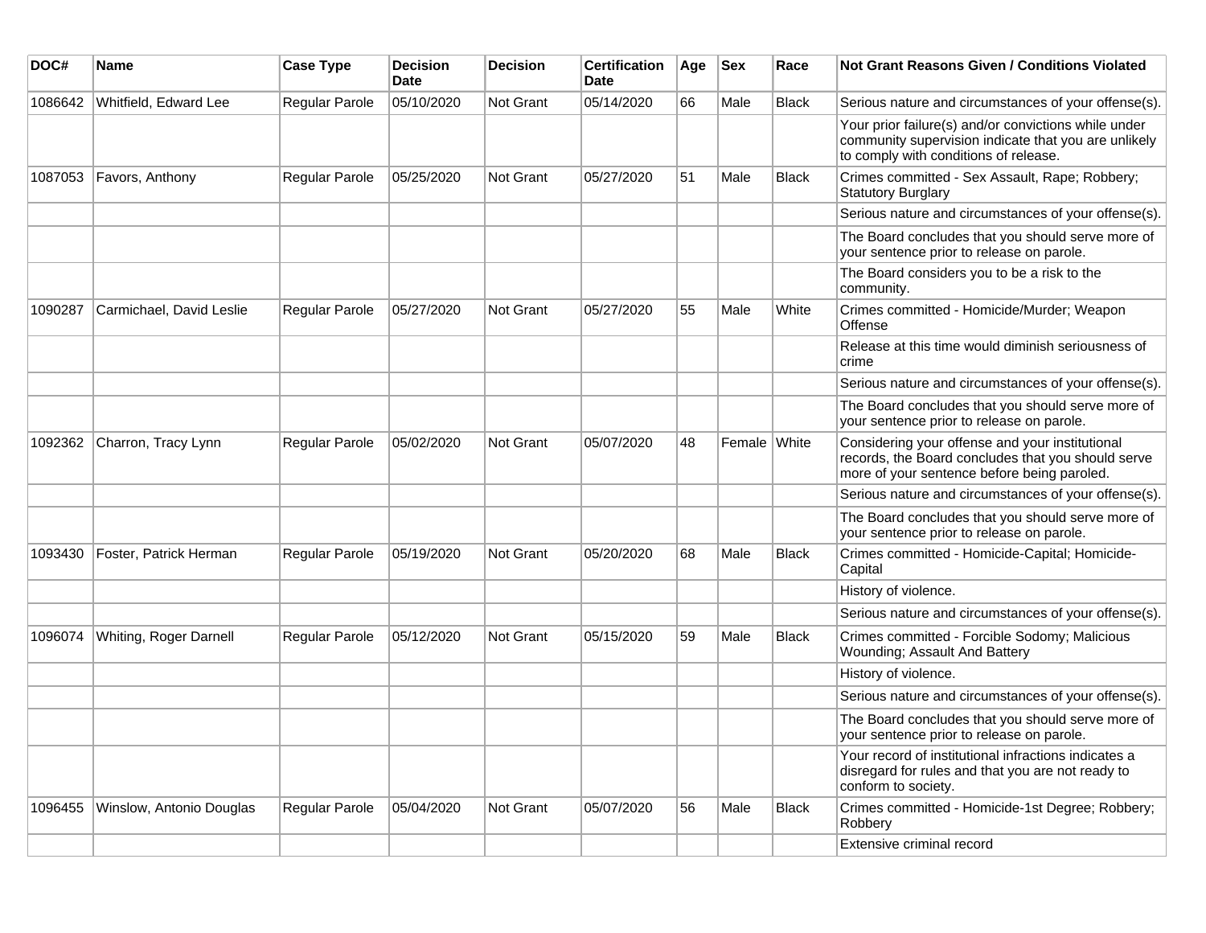| DOC# | Name | Case Type | Decision Date | Decision | Certification Date | Age | Sex | Race | Not Grant Reasons Given / Conditions Violated |
|---|---|---|---|---|---|---|---|---|---|
| 1086642 | Whitfield, Edward Lee | Regular Parole | 05/10/2020 | Not Grant | 05/14/2020 | 66 | Male | Black | Serious nature and circumstances of your offense(s). |
| | | | | | | | | | Your prior failure(s) and/or convictions while under community supervision indicate that you are unlikely to comply with conditions of release. |
| 1087053 | Favors, Anthony | Regular Parole | 05/25/2020 | Not Grant | 05/27/2020 | 51 | Male | Black | Crimes committed - Sex Assault, Rape; Robbery; Statutory Burglary |
| | | | | | | | | | Serious nature and circumstances of your offense(s). |
| | | | | | | | | | The Board concludes that you should serve more of your sentence prior to release on parole. |
| | | | | | | | | | The Board considers you to be a risk to the community. |
| 1090287 | Carmichael, David Leslie | Regular Parole | 05/27/2020 | Not Grant | 05/27/2020 | 55 | Male | White | Crimes committed - Homicide/Murder; Weapon Offense |
| | | | | | | | | | Release at this time would diminish seriousness of crime |
| | | | | | | | | | Serious nature and circumstances of your offense(s). |
| | | | | | | | | | The Board concludes that you should serve more of your sentence prior to release on parole. |
| 1092362 | Charron, Tracy Lynn | Regular Parole | 05/02/2020 | Not Grant | 05/07/2020 | 48 | Female | White | Considering your offense and your institutional records, the Board concludes that you should serve more of your sentence before being paroled. |
| | | | | | | | | | Serious nature and circumstances of your offense(s). |
| | | | | | | | | | The Board concludes that you should serve more of your sentence prior to release on parole. |
| 1093430 | Foster, Patrick Herman | Regular Parole | 05/19/2020 | Not Grant | 05/20/2020 | 68 | Male | Black | Crimes committed - Homicide-Capital; Homicide-Capital |
| | | | | | | | | | History of violence. |
| | | | | | | | | | Serious nature and circumstances of your offense(s). |
| 1096074 | Whiting, Roger Darnell | Regular Parole | 05/12/2020 | Not Grant | 05/15/2020 | 59 | Male | Black | Crimes committed - Forcible Sodomy; Malicious Wounding; Assault And Battery |
| | | | | | | | | | History of violence. |
| | | | | | | | | | Serious nature and circumstances of your offense(s). |
| | | | | | | | | | The Board concludes that you should serve more of your sentence prior to release on parole. |
| | | | | | | | | | Your record of institutional infractions indicates a disregard for rules and that you are not ready to conform to society. |
| 1096455 | Winslow, Antonio Douglas | Regular Parole | 05/04/2020 | Not Grant | 05/07/2020 | 56 | Male | Black | Crimes committed - Homicide-1st Degree; Robbery; Robbery |
| | | | | | | | | | Extensive criminal record |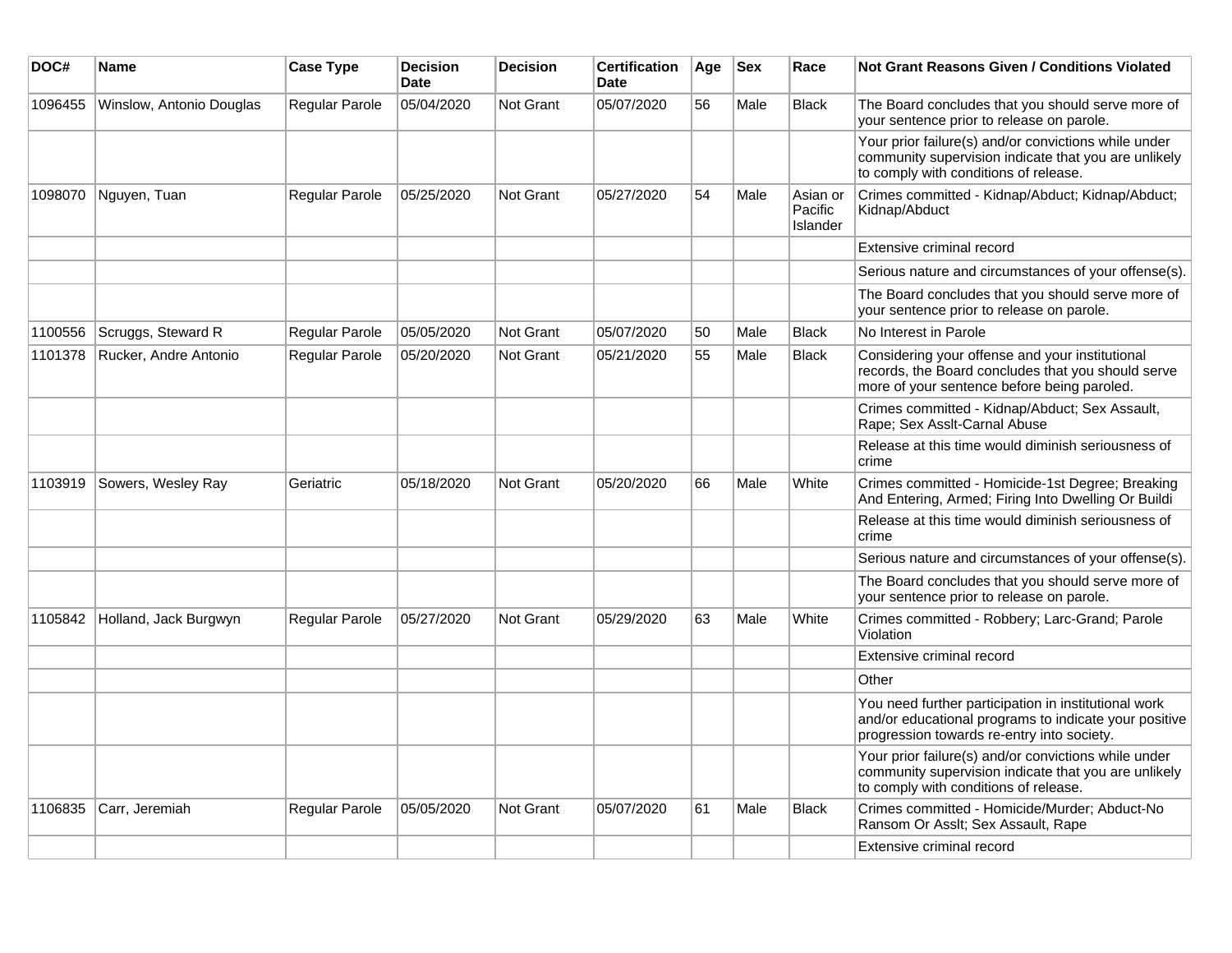| DOC# | Name | Case Type | Decision Date | Decision | Certification Date | Age | Sex | Race | Not Grant Reasons Given / Conditions Violated |
| --- | --- | --- | --- | --- | --- | --- | --- | --- | --- |
| 1096455 | Winslow, Antonio Douglas | Regular Parole | 05/04/2020 | Not Grant | 05/07/2020 | 56 | Male | Black | The Board concludes that you should serve more of your sentence prior to release on parole. |
| | | | | | | | | | Your prior failure(s) and/or convictions while under community supervision indicate that you are unlikely to comply with conditions of release. |
| 1098070 | Nguyen, Tuan | Regular Parole | 05/25/2020 | Not Grant | 05/27/2020 | 54 | Male | Asian or Pacific Islander | Crimes committed - Kidnap/Abduct; Kidnap/Abduct; Kidnap/Abduct |
| | | | | | | | | | Extensive criminal record |
| | | | | | | | | | Serious nature and circumstances of your offense(s). |
| | | | | | | | | | The Board concludes that you should serve more of your sentence prior to release on parole. |
| 1100556 | Scruggs, Steward R | Regular Parole | 05/05/2020 | Not Grant | 05/07/2020 | 50 | Male | Black | No Interest in Parole |
| 1101378 | Rucker, Andre Antonio | Regular Parole | 05/20/2020 | Not Grant | 05/21/2020 | 55 | Male | Black | Considering your offense and your institutional records, the Board concludes that you should serve more of your sentence before being paroled. |
| | | | | | | | | | Crimes committed - Kidnap/Abduct; Sex Assault, Rape; Sex Asslt-Carnal Abuse |
| | | | | | | | | | Release at this time would diminish seriousness of crime |
| 1103919 | Sowers, Wesley Ray | Geriatric | 05/18/2020 | Not Grant | 05/20/2020 | 66 | Male | White | Crimes committed - Homicide-1st Degree; Breaking And Entering, Armed; Firing Into Dwelling Or Buildi |
| | | | | | | | | | Release at this time would diminish seriousness of crime |
| | | | | | | | | | Serious nature and circumstances of your offense(s). |
| | | | | | | | | | The Board concludes that you should serve more of your sentence prior to release on parole. |
| 1105842 | Holland, Jack Burgwyn | Regular Parole | 05/27/2020 | Not Grant | 05/29/2020 | 63 | Male | White | Crimes committed - Robbery; Larc-Grand; Parole Violation |
| | | | | | | | | | Extensive criminal record |
| | | | | | | | | | Other |
| | | | | | | | | | You need further participation in institutional work and/or educational programs to indicate your positive progression towards re-entry into society. |
| | | | | | | | | | Your prior failure(s) and/or convictions while under community supervision indicate that you are unlikely to comply with conditions of release. |
| 1106835 | Carr, Jeremiah | Regular Parole | 05/05/2020 | Not Grant | 05/07/2020 | 61 | Male | Black | Crimes committed - Homicide/Murder; Abduct-No Ransom Or Asslt; Sex Assault, Rape |
| | | | | | | | | | Extensive criminal record |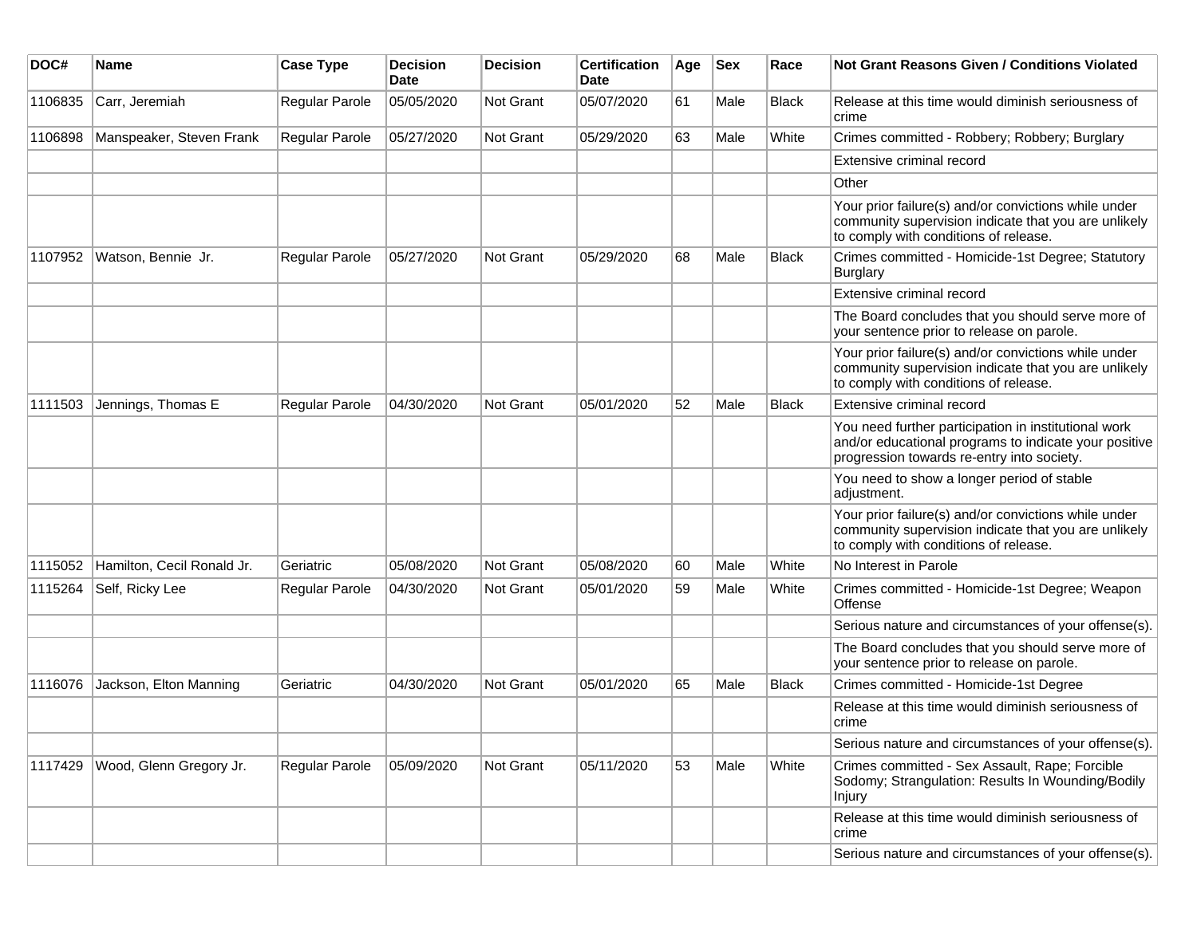| DOC# | Name | Case Type | Decision Date | Decision | Certification Date | Age | Sex | Race | Not Grant Reasons Given / Conditions Violated |
|---|---|---|---|---|---|---|---|---|---|
| 1106835 | Carr, Jeremiah | Regular Parole | 05/05/2020 | Not Grant | 05/07/2020 | 61 | Male | Black | Release at this time would diminish seriousness of crime |
| 1106898 | Manspeaker, Steven Frank | Regular Parole | 05/27/2020 | Not Grant | 05/29/2020 | 63 | Male | White | Crimes committed - Robbery; Robbery; Burglary |
| | | | | | | | | | Extensive criminal record |
| | | | | | | | | | Other |
| | | | | | | | | | Your prior failure(s) and/or convictions while under community supervision indicate that you are unlikely to comply with conditions of release. |
| 1107952 | Watson, Bennie Jr. | Regular Parole | 05/27/2020 | Not Grant | 05/29/2020 | 68 | Male | Black | Crimes committed - Homicide-1st Degree; Statutory Burglary |
| | | | | | | | | | Extensive criminal record |
| | | | | | | | | | The Board concludes that you should serve more of your sentence prior to release on parole. |
| | | | | | | | | | Your prior failure(s) and/or convictions while under community supervision indicate that you are unlikely to comply with conditions of release. |
| 1111503 | Jennings, Thomas E | Regular Parole | 04/30/2020 | Not Grant | 05/01/2020 | 52 | Male | Black | Extensive criminal record |
| | | | | | | | | | You need further participation in institutional work and/or educational programs to indicate your positive progression towards re-entry into society. |
| | | | | | | | | | You need to show a longer period of stable adjustment. |
| | | | | | | | | | Your prior failure(s) and/or convictions while under community supervision indicate that you are unlikely to comply with conditions of release. |
| 1115052 | Hamilton, Cecil Ronald Jr. | Geriatric | 05/08/2020 | Not Grant | 05/08/2020 | 60 | Male | White | No Interest in Parole |
| 1115264 | Self, Ricky Lee | Regular Parole | 04/30/2020 | Not Grant | 05/01/2020 | 59 | Male | White | Crimes committed - Homicide-1st Degree; Weapon Offense |
| | | | | | | | | | Serious nature and circumstances of your offense(s). |
| | | | | | | | | | The Board concludes that you should serve more of your sentence prior to release on parole. |
| 1116076 | Jackson, Elton Manning | Geriatric | 04/30/2020 | Not Grant | 05/01/2020 | 65 | Male | Black | Crimes committed - Homicide-1st Degree |
| | | | | | | | | | Release at this time would diminish seriousness of crime |
| | | | | | | | | | Serious nature and circumstances of your offense(s). |
| 1117429 | Wood, Glenn Gregory Jr. | Regular Parole | 05/09/2020 | Not Grant | 05/11/2020 | 53 | Male | White | Crimes committed - Sex Assault, Rape; Forcible Sodomy; Strangulation: Results In Wounding/Bodily Injury |
| | | | | | | | | | Release at this time would diminish seriousness of crime |
| | | | | | | | | | Serious nature and circumstances of your offense(s). |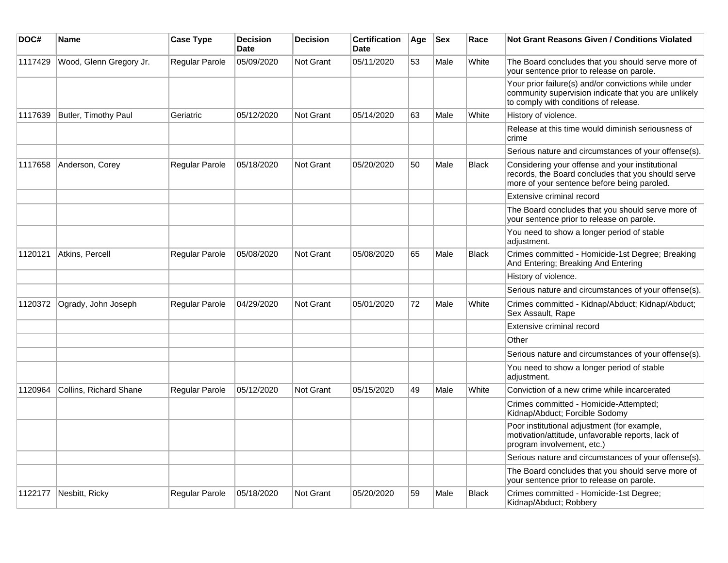| DOC# | Name | Case Type | Decision Date | Decision | Certification Date | Age | Sex | Race | Not Grant Reasons Given / Conditions Violated |
|---|---|---|---|---|---|---|---|---|---|
| 1117429 | Wood, Glenn Gregory Jr. | Regular Parole | 05/09/2020 | Not Grant | 05/11/2020 | 53 | Male | White | The Board concludes that you should serve more of your sentence prior to release on parole. |
| | | | | | | | | | Your prior failure(s) and/or convictions while under community supervision indicate that you are unlikely to comply with conditions of release. |
| 1117639 | Butler, Timothy Paul | Geriatric | 05/12/2020 | Not Grant | 05/14/2020 | 63 | Male | White | History of violence. |
| | | | | | | | | | Release at this time would diminish seriousness of crime |
| | | | | | | | | | Serious nature and circumstances of your offense(s). |
| 1117658 | Anderson, Corey | Regular Parole | 05/18/2020 | Not Grant | 05/20/2020 | 50 | Male | Black | Considering your offense and your institutional records, the Board concludes that you should serve more of your sentence before being paroled. |
| | | | | | | | | | Extensive criminal record |
| | | | | | | | | | The Board concludes that you should serve more of your sentence prior to release on parole. |
| | | | | | | | | | You need to show a longer period of stable adjustment. |
| 1120121 | Atkins, Percell | Regular Parole | 05/08/2020 | Not Grant | 05/08/2020 | 65 | Male | Black | Crimes committed - Homicide-1st Degree; Breaking And Entering; Breaking And Entering |
| | | | | | | | | | History of violence. |
| | | | | | | | | | Serious nature and circumstances of your offense(s). |
| 1120372 | Ogrady, John Joseph | Regular Parole | 04/29/2020 | Not Grant | 05/01/2020 | 72 | Male | White | Crimes committed - Kidnap/Abduct; Kidnap/Abduct; Sex Assault, Rape |
| | | | | | | | | | Extensive criminal record |
| | | | | | | | | | Other |
| | | | | | | | | | Serious nature and circumstances of your offense(s). |
| | | | | | | | | | You need to show a longer period of stable adjustment. |
| 1120964 | Collins, Richard Shane | Regular Parole | 05/12/2020 | Not Grant | 05/15/2020 | 49 | Male | White | Conviction of a new crime while incarcerated |
| | | | | | | | | | Crimes committed - Homicide-Attempted; Kidnap/Abduct; Forcible Sodomy |
| | | | | | | | | | Poor institutional adjustment (for example, motivation/attitude, unfavorable reports, lack of program involvement, etc.) |
| | | | | | | | | | Serious nature and circumstances of your offense(s). |
| | | | | | | | | | The Board concludes that you should serve more of your sentence prior to release on parole. |
| 1122177 | Nesbitt, Ricky | Regular Parole | 05/18/2020 | Not Grant | 05/20/2020 | 59 | Male | Black | Crimes committed - Homicide-1st Degree; Kidnap/Abduct; Robbery |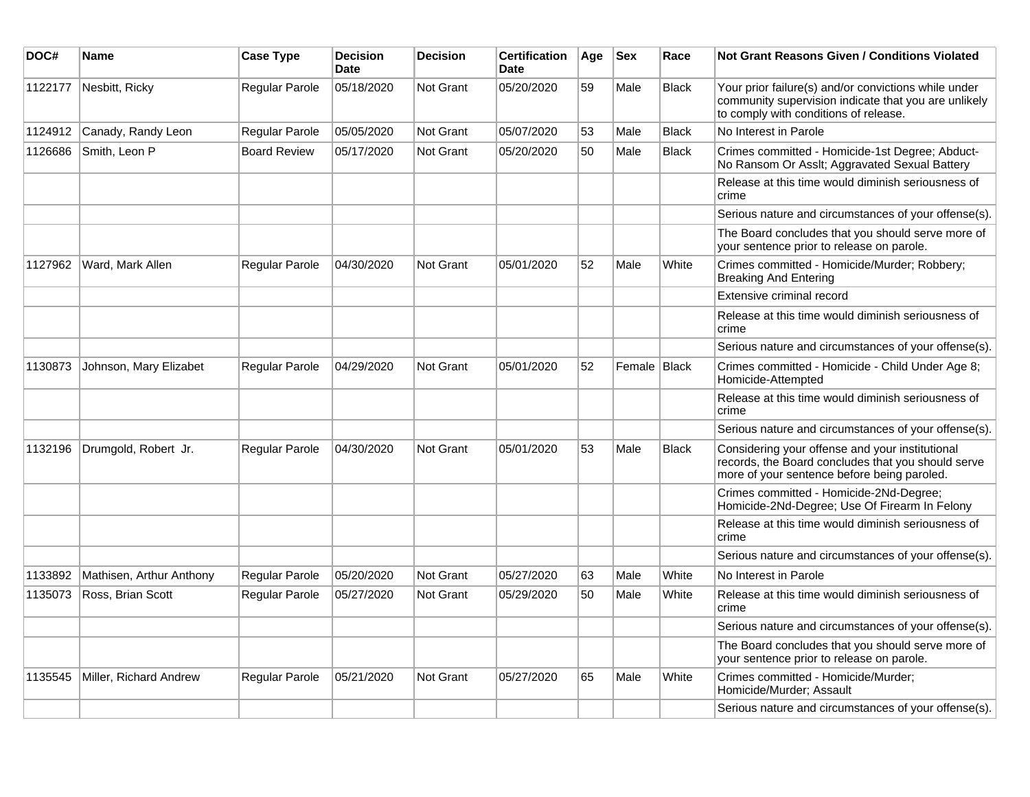| DOC# | Name | Case Type | Decision Date | Decision | Certification Date | Age | Sex | Race | Not Grant Reasons Given / Conditions Violated |
|---|---|---|---|---|---|---|---|---|---|
| 1122177 | Nesbitt, Ricky | Regular Parole | 05/18/2020 | Not Grant | 05/20/2020 | 59 | Male | Black | Your prior failure(s) and/or convictions while under community supervision indicate that you are unlikely to comply with conditions of release. |
| 1124912 | Canady, Randy Leon | Regular Parole | 05/05/2020 | Not Grant | 05/07/2020 | 53 | Male | Black | No Interest in Parole |
| 1126686 | Smith, Leon P | Board Review | 05/17/2020 | Not Grant | 05/20/2020 | 50 | Male | Black | Crimes committed - Homicide-1st Degree; Abduct-No Ransom Or Asslt; Aggravated Sexual Battery |
| | | | | | | | | | Release at this time would diminish seriousness of crime |
| | | | | | | | | | Serious nature and circumstances of your offense(s). |
| | | | | | | | | | The Board concludes that you should serve more of your sentence prior to release on parole. |
| 1127962 | Ward, Mark Allen | Regular Parole | 04/30/2020 | Not Grant | 05/01/2020 | 52 | Male | White | Crimes committed - Homicide/Murder; Robbery; Breaking And Entering |
| | | | | | | | | | Extensive criminal record |
| | | | | | | | | | Release at this time would diminish seriousness of crime |
| | | | | | | | | | Serious nature and circumstances of your offense(s). |
| 1130873 | Johnson, Mary Elizabet | Regular Parole | 04/29/2020 | Not Grant | 05/01/2020 | 52 | Female | Black | Crimes committed - Homicide - Child Under Age 8; Homicide-Attempted |
| | | | | | | | | | Release at this time would diminish seriousness of crime |
| | | | | | | | | | Serious nature and circumstances of your offense(s). |
| 1132196 | Drumgold, Robert Jr. | Regular Parole | 04/30/2020 | Not Grant | 05/01/2020 | 53 | Male | Black | Considering your offense and your institutional records, the Board concludes that you should serve more of your sentence before being paroled. |
| | | | | | | | | | Crimes committed - Homicide-2Nd-Degree; Homicide-2Nd-Degree; Use Of Firearm In Felony |
| | | | | | | | | | Release at this time would diminish seriousness of crime |
| | | | | | | | | | Serious nature and circumstances of your offense(s). |
| 1133892 | Mathisen, Arthur Anthony | Regular Parole | 05/20/2020 | Not Grant | 05/27/2020 | 63 | Male | White | No Interest in Parole |
| 1135073 | Ross, Brian Scott | Regular Parole | 05/27/2020 | Not Grant | 05/29/2020 | 50 | Male | White | Release at this time would diminish seriousness of crime |
| | | | | | | | | | Serious nature and circumstances of your offense(s). |
| | | | | | | | | | The Board concludes that you should serve more of your sentence prior to release on parole. |
| 1135545 | Miller, Richard Andrew | Regular Parole | 05/21/2020 | Not Grant | 05/27/2020 | 65 | Male | White | Crimes committed - Homicide/Murder; Homicide/Murder; Assault |
| | | | | | | | | | Serious nature and circumstances of your offense(s). |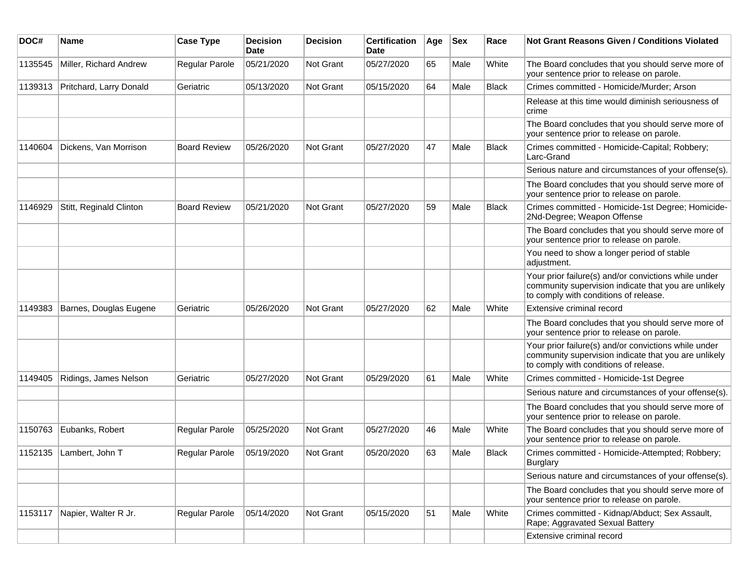| DOC# | Name | Case Type | Decision Date | Decision | Certification Date | Age | Sex | Race | Not Grant Reasons Given / Conditions Violated |
|---|---|---|---|---|---|---|---|---|---|
| 1135545 | Miller, Richard Andrew | Regular Parole | 05/21/2020 | Not Grant | 05/27/2020 | 65 | Male | White | The Board concludes that you should serve more of your sentence prior to release on parole. |
| 1139313 | Pritchard, Larry Donald | Geriatric | 05/13/2020 | Not Grant | 05/15/2020 | 64 | Male | Black | Crimes committed - Homicide/Murder; Arson |
| | | | | | | | | | Release at this time would diminish seriousness of crime |
| | | | | | | | | | The Board concludes that you should serve more of your sentence prior to release on parole. |
| 1140604 | Dickens, Van Morrison | Board Review | 05/26/2020 | Not Grant | 05/27/2020 | 47 | Male | Black | Crimes committed - Homicide-Capital; Robbery; Larc-Grand |
| | | | | | | | | | Serious nature and circumstances of your offense(s). |
| | | | | | | | | | The Board concludes that you should serve more of your sentence prior to release on parole. |
| 1146929 | Stitt, Reginald Clinton | Board Review | 05/21/2020 | Not Grant | 05/27/2020 | 59 | Male | Black | Crimes committed - Homicide-1st Degree; Homicide-2Nd-Degree; Weapon Offense |
| | | | | | | | | | The Board concludes that you should serve more of your sentence prior to release on parole. |
| | | | | | | | | | You need to show a longer period of stable adjustment. |
| | | | | | | | | | Your prior failure(s) and/or convictions while under community supervision indicate that you are unlikely to comply with conditions of release. |
| 1149383 | Barnes, Douglas Eugene | Geriatric | 05/26/2020 | Not Grant | 05/27/2020 | 62 | Male | White | Extensive criminal record |
| | | | | | | | | | The Board concludes that you should serve more of your sentence prior to release on parole. |
| | | | | | | | | | Your prior failure(s) and/or convictions while under community supervision indicate that you are unlikely to comply with conditions of release. |
| 1149405 | Ridings, James Nelson | Geriatric | 05/27/2020 | Not Grant | 05/29/2020 | 61 | Male | White | Crimes committed - Homicide-1st Degree |
| | | | | | | | | | Serious nature and circumstances of your offense(s). |
| | | | | | | | | | The Board concludes that you should serve more of your sentence prior to release on parole. |
| 1150763 | Eubanks, Robert | Regular Parole | 05/25/2020 | Not Grant | 05/27/2020 | 46 | Male | White | The Board concludes that you should serve more of your sentence prior to release on parole. |
| 1152135 | Lambert, John T | Regular Parole | 05/19/2020 | Not Grant | 05/20/2020 | 63 | Male | Black | Crimes committed - Homicide-Attempted; Robbery; Burglary |
| | | | | | | | | | Serious nature and circumstances of your offense(s). |
| | | | | | | | | | The Board concludes that you should serve more of your sentence prior to release on parole. |
| 1153117 | Napier, Walter R Jr. | Regular Parole | 05/14/2020 | Not Grant | 05/15/2020 | 51 | Male | White | Crimes committed - Kidnap/Abduct; Sex Assault, Rape; Aggravated Sexual Battery |
| | | | | | | | | | Extensive criminal record |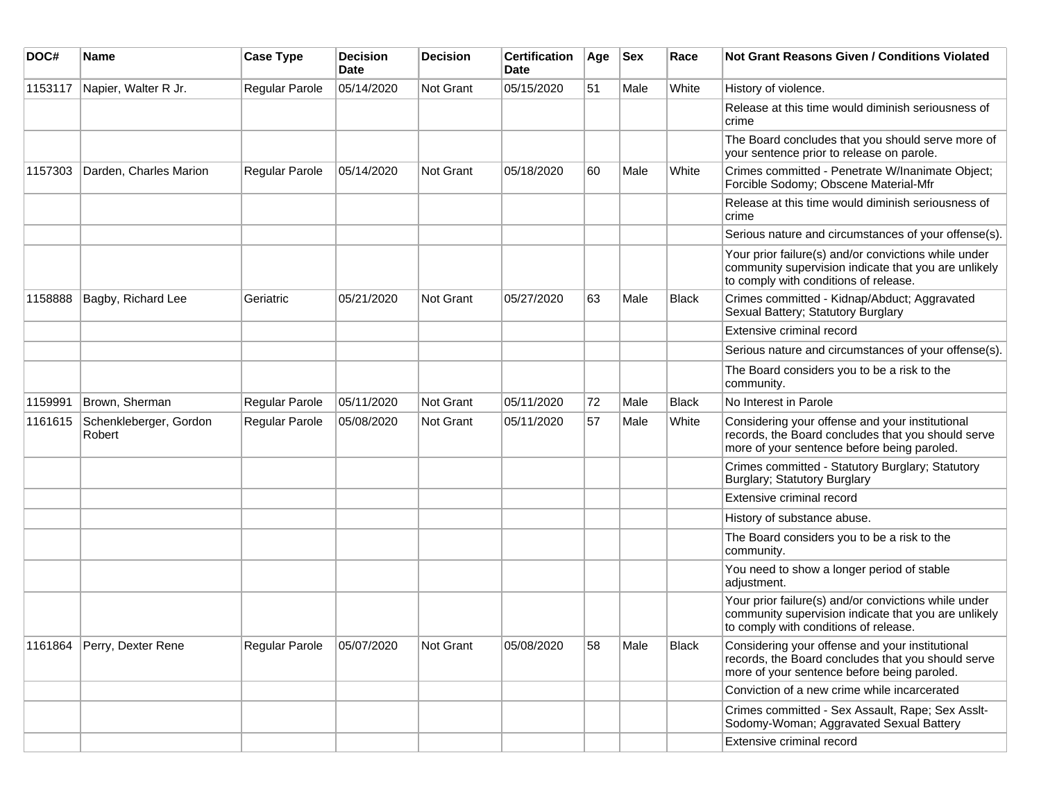| DOC# | Name | Case Type | Decision Date | Decision | Certification Date | Age | Sex | Race | Not Grant Reasons Given / Conditions Violated |
|---|---|---|---|---|---|---|---|---|---|
| 1153117 | Napier, Walter R Jr. | Regular Parole | 05/14/2020 | Not Grant | 05/15/2020 | 51 | Male | White | History of violence. |
| | | | | | | | | | Release at this time would diminish seriousness of crime |
| | | | | | | | | | The Board concludes that you should serve more of your sentence prior to release on parole. |
| 1157303 | Darden, Charles Marion | Regular Parole | 05/14/2020 | Not Grant | 05/18/2020 | 60 | Male | White | Crimes committed - Penetrate W/Inanimate Object; Forcible Sodomy; Obscene Material-Mfr |
| | | | | | | | | | Release at this time would diminish seriousness of crime |
| | | | | | | | | | Serious nature and circumstances of your offense(s). |
| | | | | | | | | | Your prior failure(s) and/or convictions while under community supervision indicate that you are unlikely to comply with conditions of release. |
| 1158888 | Bagby, Richard Lee | Geriatric | 05/21/2020 | Not Grant | 05/27/2020 | 63 | Male | Black | Crimes committed - Kidnap/Abduct; Aggravated Sexual Battery; Statutory Burglary |
| | | | | | | | | | Extensive criminal record |
| | | | | | | | | | Serious nature and circumstances of your offense(s). |
| | | | | | | | | | The Board considers you to be a risk to the community. |
| 1159991 | Brown, Sherman | Regular Parole | 05/11/2020 | Not Grant | 05/11/2020 | 72 | Male | Black | No Interest in Parole |
| 1161615 | Schenkleberger, Gordon Robert | Regular Parole | 05/08/2020 | Not Grant | 05/11/2020 | 57 | Male | White | Considering your offense and your institutional records, the Board concludes that you should serve more of your sentence before being paroled. |
| | | | | | | | | | Crimes committed - Statutory Burglary; Statutory Burglary; Statutory Burglary |
| | | | | | | | | | Extensive criminal record |
| | | | | | | | | | History of substance abuse. |
| | | | | | | | | | The Board considers you to be a risk to the community. |
| | | | | | | | | | You need to show a longer period of stable adjustment. |
| | | | | | | | | | Your prior failure(s) and/or convictions while under community supervision indicate that you are unlikely to comply with conditions of release. |
| 1161864 | Perry, Dexter Rene | Regular Parole | 05/07/2020 | Not Grant | 05/08/2020 | 58 | Male | Black | Considering your offense and your institutional records, the Board concludes that you should serve more of your sentence before being paroled. |
| | | | | | | | | | Conviction of a new crime while incarcerated |
| | | | | | | | | | Crimes committed - Sex Assault, Rape; Sex Asslt-Sodomy-Woman; Aggravated Sexual Battery |
| | | | | | | | | | Extensive criminal record |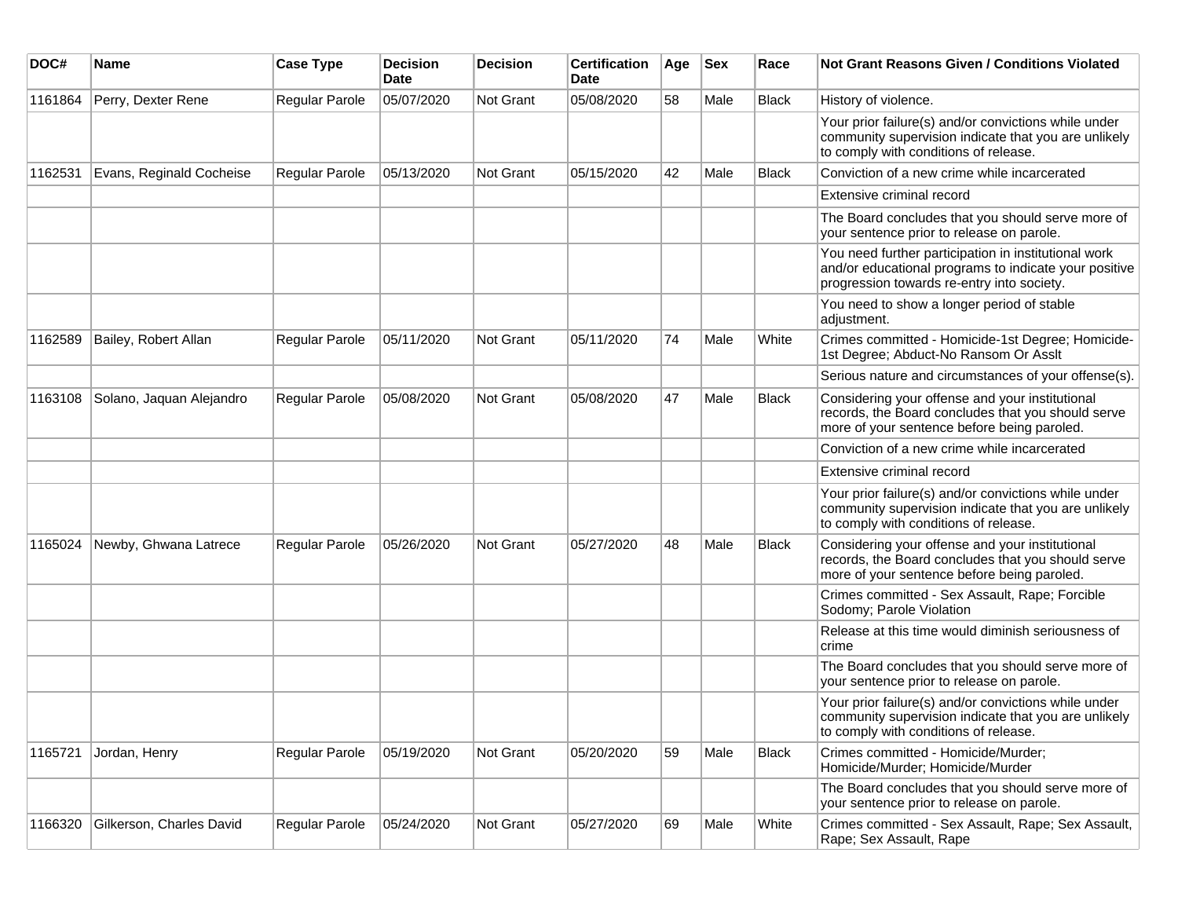| DOC# | Name | Case Type | Decision Date | Decision | Certification Date | Age | Sex | Race | Not Grant Reasons Given / Conditions Violated |
|---|---|---|---|---|---|---|---|---|---|
| 1161864 | Perry, Dexter Rene | Regular Parole | 05/07/2020 | Not Grant | 05/08/2020 | 58 | Male | Black | History of violence. |
| | | | | | | | | | Your prior failure(s) and/or convictions while under community supervision indicate that you are unlikely to comply with conditions of release. |
| 1162531 | Evans, Reginald Cocheise | Regular Parole | 05/13/2020 | Not Grant | 05/15/2020 | 42 | Male | Black | Conviction of a new crime while incarcerated |
| | | | | | | | | | Extensive criminal record |
| | | | | | | | | | The Board concludes that you should serve more of your sentence prior to release on parole. |
| | | | | | | | | | You need further participation in institutional work and/or educational programs to indicate your positive progression towards re-entry into society. |
| | | | | | | | | | You need to show a longer period of stable adjustment. |
| 1162589 | Bailey, Robert Allan | Regular Parole | 05/11/2020 | Not Grant | 05/11/2020 | 74 | Male | White | Crimes committed - Homicide-1st Degree; Homicide-1st Degree; Abduct-No Ransom Or Asslt |
| | | | | | | | | | Serious nature and circumstances of your offense(s). |
| 1163108 | Solano, Jaquan Alejandro | Regular Parole | 05/08/2020 | Not Grant | 05/08/2020 | 47 | Male | Black | Considering your offense and your institutional records, the Board concludes that you should serve more of your sentence before being paroled. |
| | | | | | | | | | Conviction of a new crime while incarcerated |
| | | | | | | | | | Extensive criminal record |
| | | | | | | | | | Your prior failure(s) and/or convictions while under community supervision indicate that you are unlikely to comply with conditions of release. |
| 1165024 | Newby, Ghwana Latrece | Regular Parole | 05/26/2020 | Not Grant | 05/27/2020 | 48 | Male | Black | Considering your offense and your institutional records, the Board concludes that you should serve more of your sentence before being paroled. |
| | | | | | | | | | Crimes committed - Sex Assault, Rape; Forcible Sodomy; Parole Violation |
| | | | | | | | | | Release at this time would diminish seriousness of crime |
| | | | | | | | | | The Board concludes that you should serve more of your sentence prior to release on parole. |
| | | | | | | | | | Your prior failure(s) and/or convictions while under community supervision indicate that you are unlikely to comply with conditions of release. |
| 1165721 | Jordan, Henry | Regular Parole | 05/19/2020 | Not Grant | 05/20/2020 | 59 | Male | Black | Crimes committed - Homicide/Murder; Homicide/Murder; Homicide/Murder |
| | | | | | | | | | The Board concludes that you should serve more of your sentence prior to release on parole. |
| 1166320 | Gilkerson, Charles David | Regular Parole | 05/24/2020 | Not Grant | 05/27/2020 | 69 | Male | White | Crimes committed - Sex Assault, Rape; Sex Assault, Rape; Sex Assault, Rape |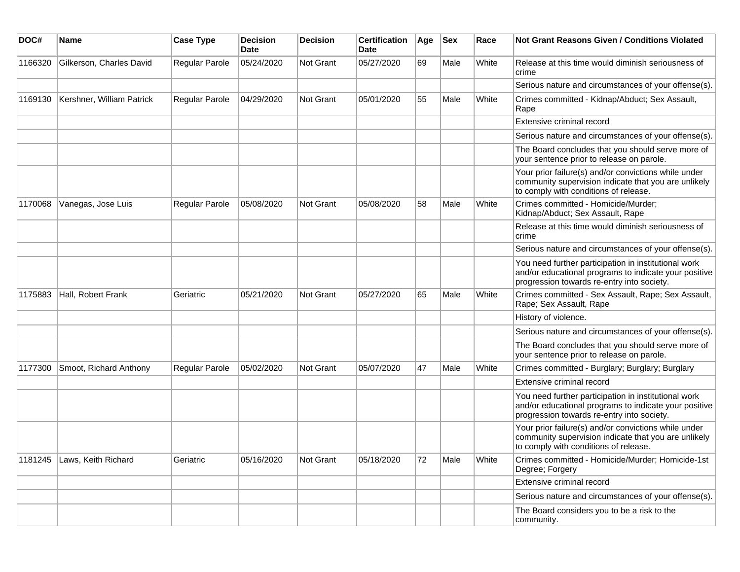| DOC# | Name | Case Type | Decision Date | Decision | Certification Date | Age | Sex | Race | Not Grant Reasons Given / Conditions Violated |
| --- | --- | --- | --- | --- | --- | --- | --- | --- | --- |
| 1166320 | Gilkerson, Charles David | Regular Parole | 05/24/2020 | Not Grant | 05/27/2020 | 69 | Male | White | Release at this time would diminish seriousness of crime |
| | | | | | | | | | Serious nature and circumstances of your offense(s). |
| 1169130 | Kershner, William Patrick | Regular Parole | 04/29/2020 | Not Grant | 05/01/2020 | 55 | Male | White | Crimes committed - Kidnap/Abduct; Sex Assault, Rape |
| | | | | | | | | | Extensive criminal record |
| | | | | | | | | | Serious nature and circumstances of your offense(s). |
| | | | | | | | | | The Board concludes that you should serve more of your sentence prior to release on parole. |
| | | | | | | | | | Your prior failure(s) and/or convictions while under community supervision indicate that you are unlikely to comply with conditions of release. |
| 1170068 | Vanegas, Jose Luis | Regular Parole | 05/08/2020 | Not Grant | 05/08/2020 | 58 | Male | White | Crimes committed - Homicide/Murder; Kidnap/Abduct; Sex Assault, Rape |
| | | | | | | | | | Release at this time would diminish seriousness of crime |
| | | | | | | | | | Serious nature and circumstances of your offense(s). |
| | | | | | | | | | You need further participation in institutional work and/or educational programs to indicate your positive progression towards re-entry into society. |
| 1175883 | Hall, Robert Frank | Geriatric | 05/21/2020 | Not Grant | 05/27/2020 | 65 | Male | White | Crimes committed - Sex Assault, Rape; Sex Assault, Rape; Sex Assault, Rape |
| | | | | | | | | | History of violence. |
| | | | | | | | | | Serious nature and circumstances of your offense(s). |
| | | | | | | | | | The Board concludes that you should serve more of your sentence prior to release on parole. |
| 1177300 | Smoot, Richard Anthony | Regular Parole | 05/02/2020 | Not Grant | 05/07/2020 | 47 | Male | White | Crimes committed - Burglary; Burglary; Burglary |
| | | | | | | | | | Extensive criminal record |
| | | | | | | | | | You need further participation in institutional work and/or educational programs to indicate your positive progression towards re-entry into society. |
| | | | | | | | | | Your prior failure(s) and/or convictions while under community supervision indicate that you are unlikely to comply with conditions of release. |
| 1181245 | Laws, Keith Richard | Geriatric | 05/16/2020 | Not Grant | 05/18/2020 | 72 | Male | White | Crimes committed - Homicide/Murder; Homicide-1st Degree; Forgery |
| | | | | | | | | | Extensive criminal record |
| | | | | | | | | | Serious nature and circumstances of your offense(s). |
| | | | | | | | | | The Board considers you to be a risk to the community. |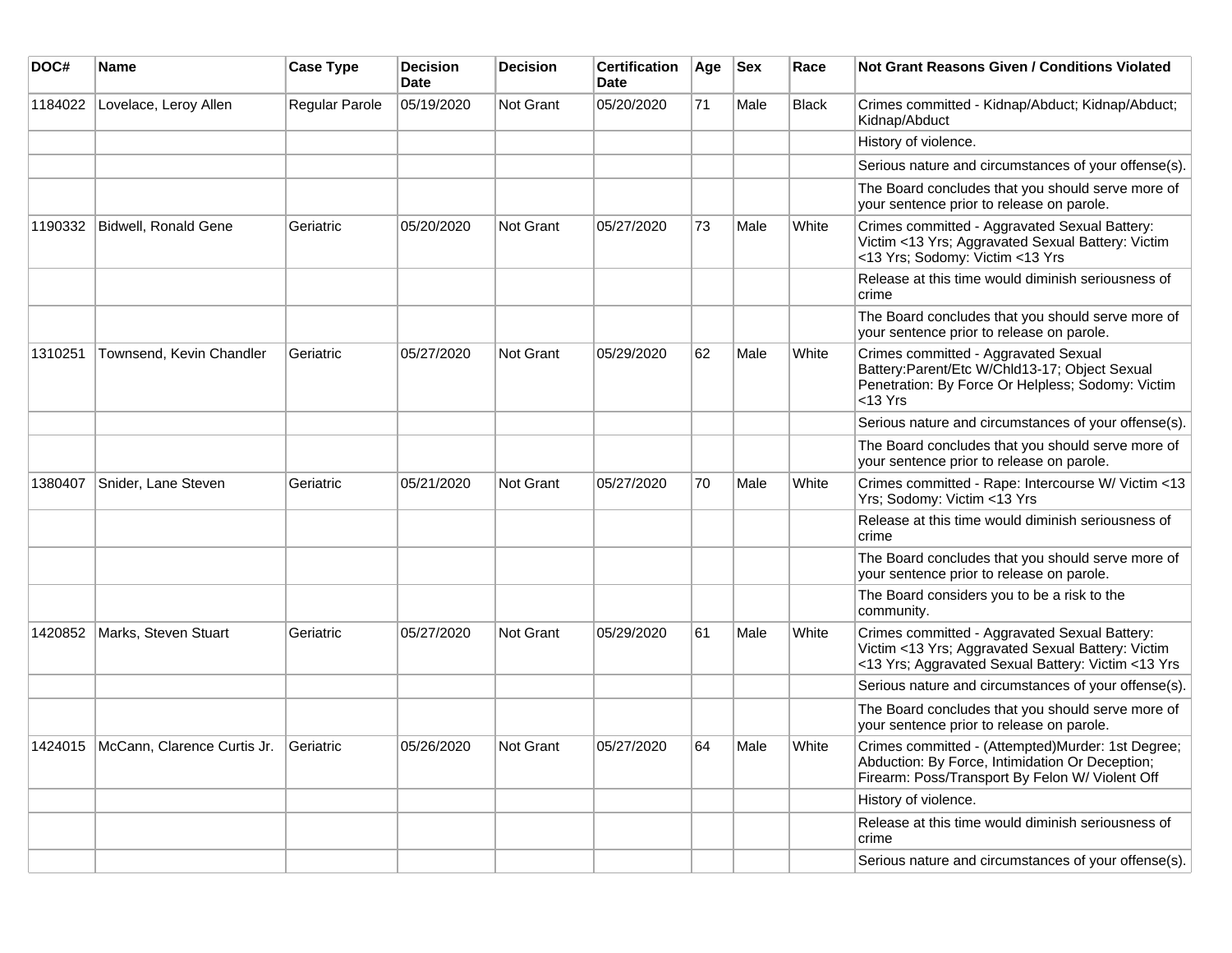| DOC# | Name | Case Type | Decision Date | Decision | Certification Date | Age | Sex | Race | Not Grant Reasons Given / Conditions Violated |
|---|---|---|---|---|---|---|---|---|---|
| 1184022 | Lovelace, Leroy Allen | Regular Parole | 05/19/2020 | Not Grant | 05/20/2020 | 71 | Male | Black | Crimes committed - Kidnap/Abduct; Kidnap/Abduct; Kidnap/Abduct |
| | | | | | | | | | History of violence. |
| | | | | | | | | | Serious nature and circumstances of your offense(s). |
| | | | | | | | | | The Board concludes that you should serve more of your sentence prior to release on parole. |
| 1190332 | Bidwell, Ronald Gene | Geriatric | 05/20/2020 | Not Grant | 05/27/2020 | 73 | Male | White | Crimes committed - Aggravated Sexual Battery: Victim <13 Yrs; Aggravated Sexual Battery: Victim <13 Yrs; Sodomy: Victim <13 Yrs |
| | | | | | | | | | Release at this time would diminish seriousness of crime |
| | | | | | | | | | The Board concludes that you should serve more of your sentence prior to release on parole. |
| 1310251 | Townsend, Kevin Chandler | Geriatric | 05/27/2020 | Not Grant | 05/29/2020 | 62 | Male | White | Crimes committed - Aggravated Sexual Battery:Parent/Etc W/Chld13-17; Object Sexual Penetration: By Force Or Helpless; Sodomy: Victim <13 Yrs |
| | | | | | | | | | Serious nature and circumstances of your offense(s). |
| | | | | | | | | | The Board concludes that you should serve more of your sentence prior to release on parole. |
| 1380407 | Snider, Lane Steven | Geriatric | 05/21/2020 | Not Grant | 05/27/2020 | 70 | Male | White | Crimes committed - Rape: Intercourse W/ Victim <13 Yrs; Sodomy: Victim <13 Yrs |
| | | | | | | | | | Release at this time would diminish seriousness of crime |
| | | | | | | | | | The Board concludes that you should serve more of your sentence prior to release on parole. |
| | | | | | | | | | The Board considers you to be a risk to the community. |
| 1420852 | Marks, Steven Stuart | Geriatric | 05/27/2020 | Not Grant | 05/29/2020 | 61 | Male | White | Crimes committed - Aggravated Sexual Battery: Victim <13 Yrs; Aggravated Sexual Battery: Victim <13 Yrs; Aggravated Sexual Battery: Victim <13 Yrs |
| | | | | | | | | | Serious nature and circumstances of your offense(s). |
| | | | | | | | | | The Board concludes that you should serve more of your sentence prior to release on parole. |
| 1424015 | McCann, Clarence Curtis Jr. | Geriatric | 05/26/2020 | Not Grant | 05/27/2020 | 64 | Male | White | Crimes committed - (Attempted)Murder: 1st Degree; Abduction: By Force, Intimidation Or Deception; Firearm: Poss/Transport By Felon W/ Violent Off |
| | | | | | | | | | History of violence. |
| | | | | | | | | | Release at this time would diminish seriousness of crime |
| | | | | | | | | | Serious nature and circumstances of your offense(s). |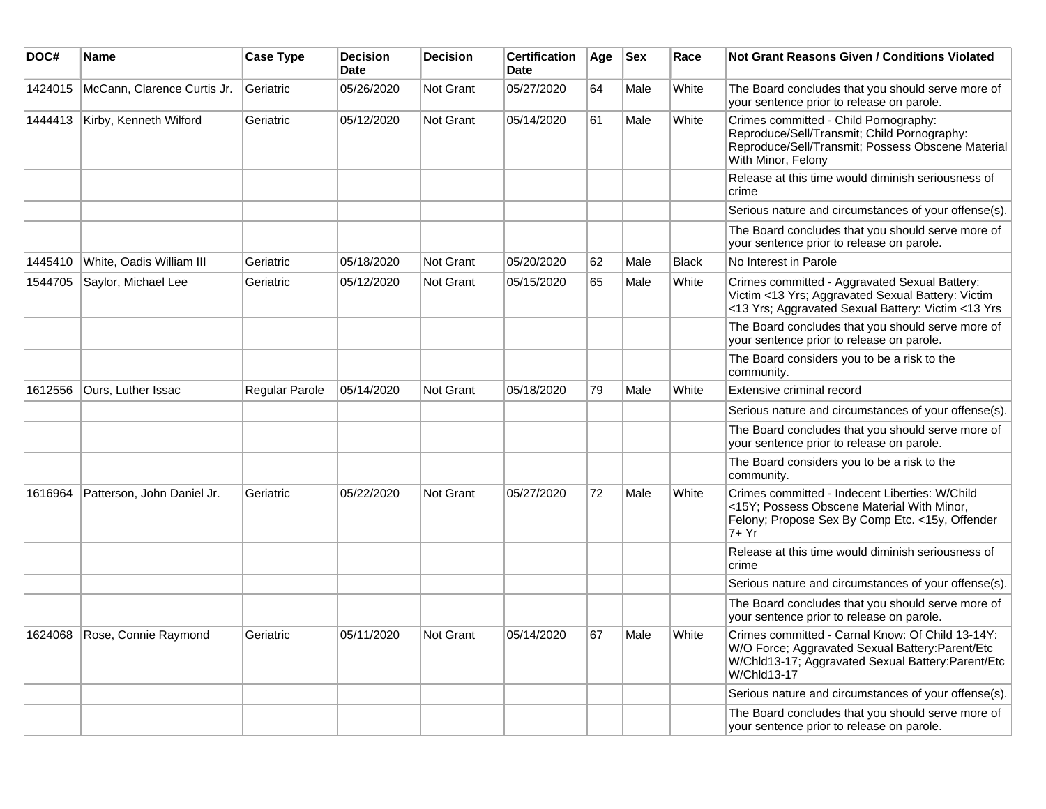| DOC# | Name | Case Type | Decision Date | Decision | Certification Date | Age | Sex | Race | Not Grant Reasons Given / Conditions Violated |
|---|---|---|---|---|---|---|---|---|---|
| 1424015 | McCann, Clarence Curtis Jr. | Geriatric | 05/26/2020 | Not Grant | 05/27/2020 | 64 | Male | White | The Board concludes that you should serve more of your sentence prior to release on parole. |
| 1444413 | Kirby, Kenneth Wilford | Geriatric | 05/12/2020 | Not Grant | 05/14/2020 | 61 | Male | White | Crimes committed - Child Pornography: Reproduce/Sell/Transmit; Child Pornography: Reproduce/Sell/Transmit; Possess Obscene Material With Minor, Felony |
| | | | | | | | | | Release at this time would diminish seriousness of crime |
| | | | | | | | | | Serious nature and circumstances of your offense(s). |
| | | | | | | | | | The Board concludes that you should serve more of your sentence prior to release on parole. |
| 1445410 | White, Oadis William III | Geriatric | 05/18/2020 | Not Grant | 05/20/2020 | 62 | Male | Black | No Interest in Parole |
| 1544705 | Saylor, Michael Lee | Geriatric | 05/12/2020 | Not Grant | 05/15/2020 | 65 | Male | White | Crimes committed - Aggravated Sexual Battery: Victim <13 Yrs; Aggravated Sexual Battery: Victim <13 Yrs; Aggravated Sexual Battery: Victim <13 Yrs |
| | | | | | | | | | The Board concludes that you should serve more of your sentence prior to release on parole. |
| | | | | | | | | | The Board considers you to be a risk to the community. |
| 1612556 | Ours, Luther Issac | Regular Parole | 05/14/2020 | Not Grant | 05/18/2020 | 79 | Male | White | Extensive criminal record |
| | | | | | | | | | Serious nature and circumstances of your offense(s). |
| | | | | | | | | | The Board concludes that you should serve more of your sentence prior to release on parole. |
| | | | | | | | | | The Board considers you to be a risk to the community. |
| 1616964 | Patterson, John Daniel Jr. | Geriatric | 05/22/2020 | Not Grant | 05/27/2020 | 72 | Male | White | Crimes committed - Indecent Liberties: W/Child <15Y; Possess Obscene Material With Minor, Felony; Propose Sex By Comp Etc. <15y, Offender 7+ Yr |
| | | | | | | | | | Release at this time would diminish seriousness of crime |
| | | | | | | | | | Serious nature and circumstances of your offense(s). |
| | | | | | | | | | The Board concludes that you should serve more of your sentence prior to release on parole. |
| 1624068 | Rose, Connie Raymond | Geriatric | 05/11/2020 | Not Grant | 05/14/2020 | 67 | Male | White | Crimes committed - Carnal Know: Of Child 13-14Y: W/O Force; Aggravated Sexual Battery:Parent/Etc W/Chld13-17; Aggravated Sexual Battery:Parent/Etc W/Chld13-17 |
| | | | | | | | | | Serious nature and circumstances of your offense(s). |
| | | | | | | | | | The Board concludes that you should serve more of your sentence prior to release on parole. |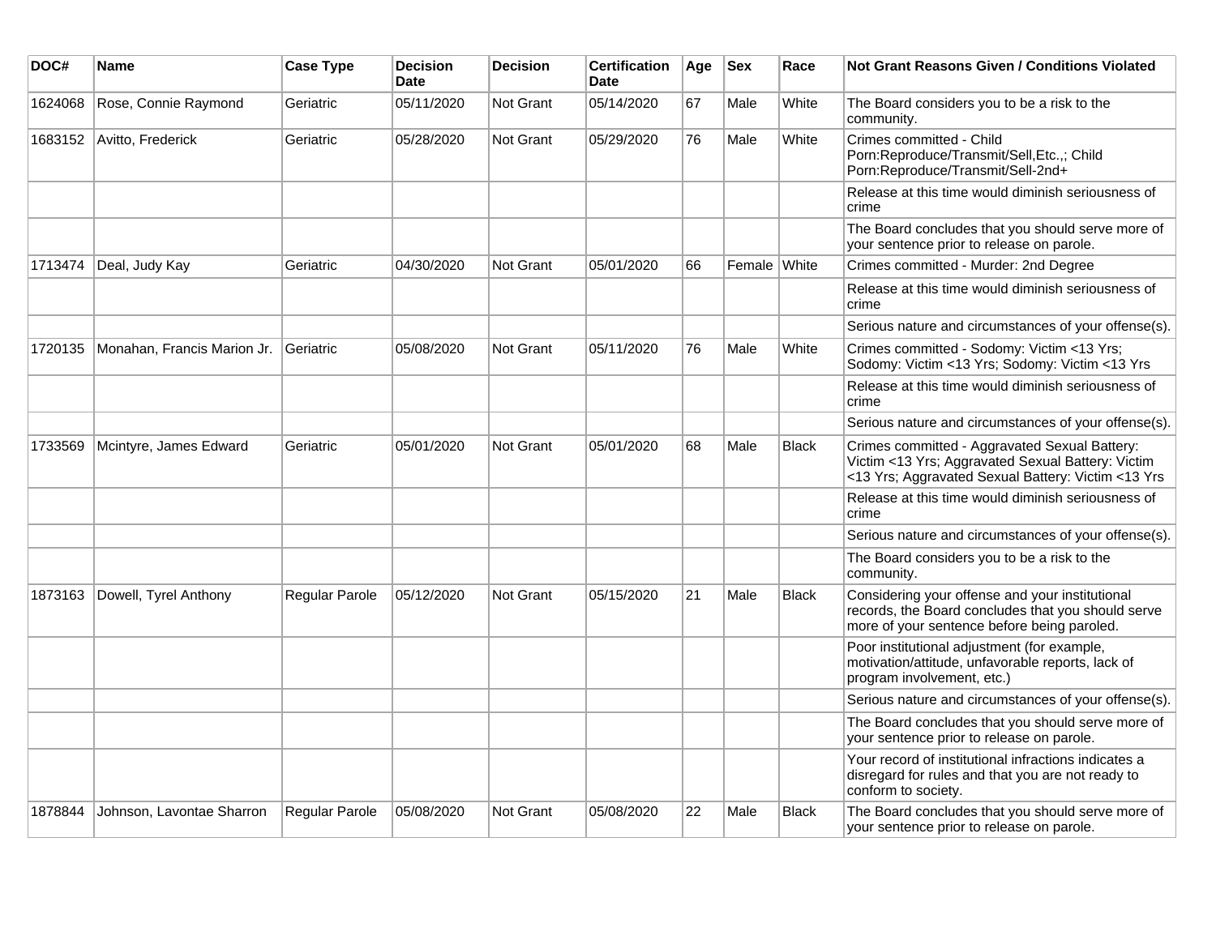| DOC# | Name | Case Type | Decision Date | Decision | Certification Date | Age | Sex | Race | Not Grant Reasons Given / Conditions Violated |
|---|---|---|---|---|---|---|---|---|---|
| 1624068 | Rose, Connie Raymond | Geriatric | 05/11/2020 | Not Grant | 05/14/2020 | 67 | Male | White | The Board considers you to be a risk to the community. |
| 1683152 | Avitto, Frederick | Geriatric | 05/28/2020 | Not Grant | 05/29/2020 | 76 | Male | White | Crimes committed - Child Porn:Reproduce/Transmit/Sell,Etc.,; Child Porn:Reproduce/Transmit/Sell-2nd+ |
| | | | | | | | | | Release at this time would diminish seriousness of crime |
| | | | | | | | | | The Board concludes that you should serve more of your sentence prior to release on parole. |
| 1713474 | Deal, Judy Kay | Geriatric | 04/30/2020 | Not Grant | 05/01/2020 | 66 | Female | White | Crimes committed - Murder: 2nd Degree |
| | | | | | | | | | Release at this time would diminish seriousness of crime |
| | | | | | | | | | Serious nature and circumstances of your offense(s). |
| 1720135 | Monahan, Francis Marion Jr. | Geriatric | 05/08/2020 | Not Grant | 05/11/2020 | 76 | Male | White | Crimes committed - Sodomy: Victim <13 Yrs; Sodomy: Victim <13 Yrs; Sodomy: Victim <13 Yrs |
| | | | | | | | | | Release at this time would diminish seriousness of crime |
| | | | | | | | | | Serious nature and circumstances of your offense(s). |
| 1733569 | Mcintyre, James Edward | Geriatric | 05/01/2020 | Not Grant | 05/01/2020 | 68 | Male | Black | Crimes committed - Aggravated Sexual Battery: Victim <13 Yrs; Aggravated Sexual Battery: Victim <13 Yrs; Aggravated Sexual Battery: Victim <13 Yrs |
| | | | | | | | | | Release at this time would diminish seriousness of crime |
| | | | | | | | | | Serious nature and circumstances of your offense(s). |
| | | | | | | | | | The Board considers you to be a risk to the community. |
| 1873163 | Dowell, Tyrel Anthony | Regular Parole | 05/12/2020 | Not Grant | 05/15/2020 | 21 | Male | Black | Considering your offense and your institutional records, the Board concludes that you should serve more of your sentence before being paroled. |
| | | | | | | | | | Poor institutional adjustment (for example, motivation/attitude, unfavorable reports, lack of program involvement, etc.) |
| | | | | | | | | | Serious nature and circumstances of your offense(s). |
| | | | | | | | | | The Board concludes that you should serve more of your sentence prior to release on parole. |
| | | | | | | | | | Your record of institutional infractions indicates a disregard for rules and that you are not ready to conform to society. |
| 1878844 | Johnson, Lavontae Sharron | Regular Parole | 05/08/2020 | Not Grant | 05/08/2020 | 22 | Male | Black | The Board concludes that you should serve more of your sentence prior to release on parole. |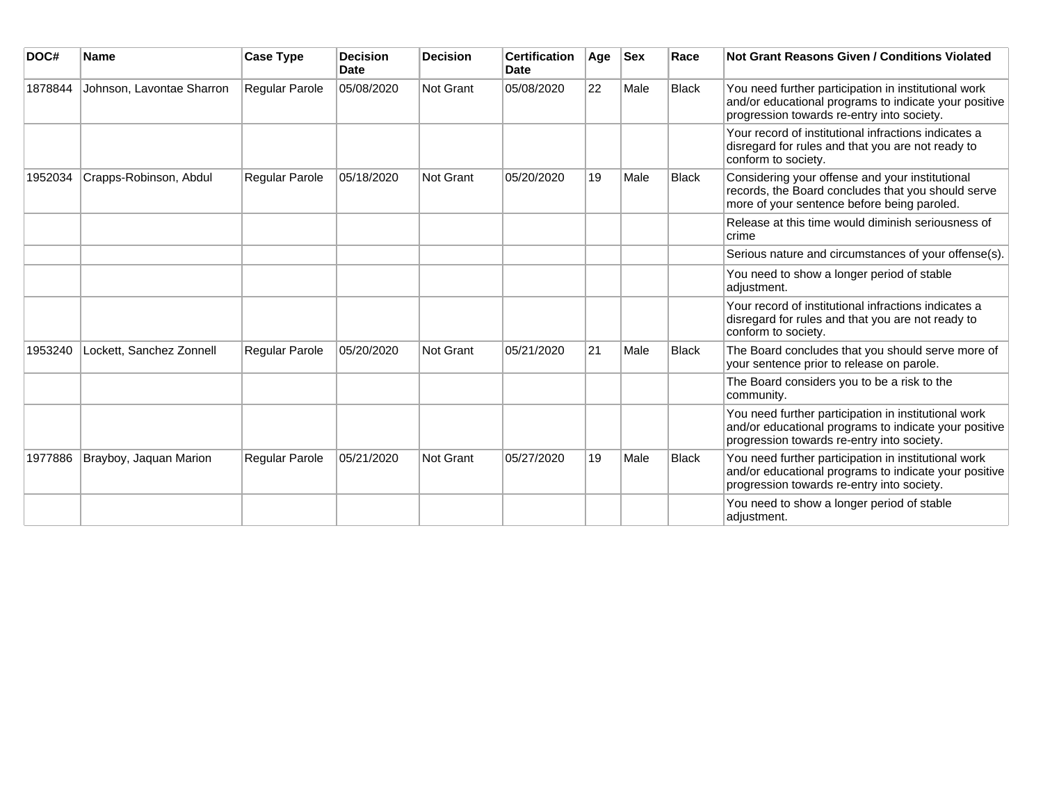| DOC# | Name | Case Type | Decision Date | Decision | Certification Date | Age | Sex | Race | Not Grant Reasons Given / Conditions Violated |
|---|---|---|---|---|---|---|---|---|---|
| 1878844 | Johnson, Lavontae Sharron | Regular Parole | 05/08/2020 | Not Grant | 05/08/2020 | 22 | Male | Black | You need further participation in institutional work and/or educational programs to indicate your positive progression towards re-entry into society. |
| | | | | | | | | | Your record of institutional infractions indicates a disregard for rules and that you are not ready to conform to society. |
| 1952034 | Crapps-Robinson, Abdul | Regular Parole | 05/18/2020 | Not Grant | 05/20/2020 | 19 | Male | Black | Considering your offense and your institutional records, the Board concludes that you should serve more of your sentence before being paroled. |
| | | | | | | | | | Release at this time would diminish seriousness of crime |
| | | | | | | | | | Serious nature and circumstances of your offense(s). |
| | | | | | | | | | You need to show a longer period of stable adjustment. |
| | | | | | | | | | Your record of institutional infractions indicates a disregard for rules and that you are not ready to conform to society. |
| 1953240 | Lockett, Sanchez Zonnell | Regular Parole | 05/20/2020 | Not Grant | 05/21/2020 | 21 | Male | Black | The Board concludes that you should serve more of your sentence prior to release on parole. |
| | | | | | | | | | The Board considers you to be a risk to the community. |
| | | | | | | | | | You need further participation in institutional work and/or educational programs to indicate your positive progression towards re-entry into society. |
| 1977886 | Brayboy, Jaquan Marion | Regular Parole | 05/21/2020 | Not Grant | 05/27/2020 | 19 | Male | Black | You need further participation in institutional work and/or educational programs to indicate your positive progression towards re-entry into society. |
| | | | | | | | | | You need to show a longer period of stable adjustment. |